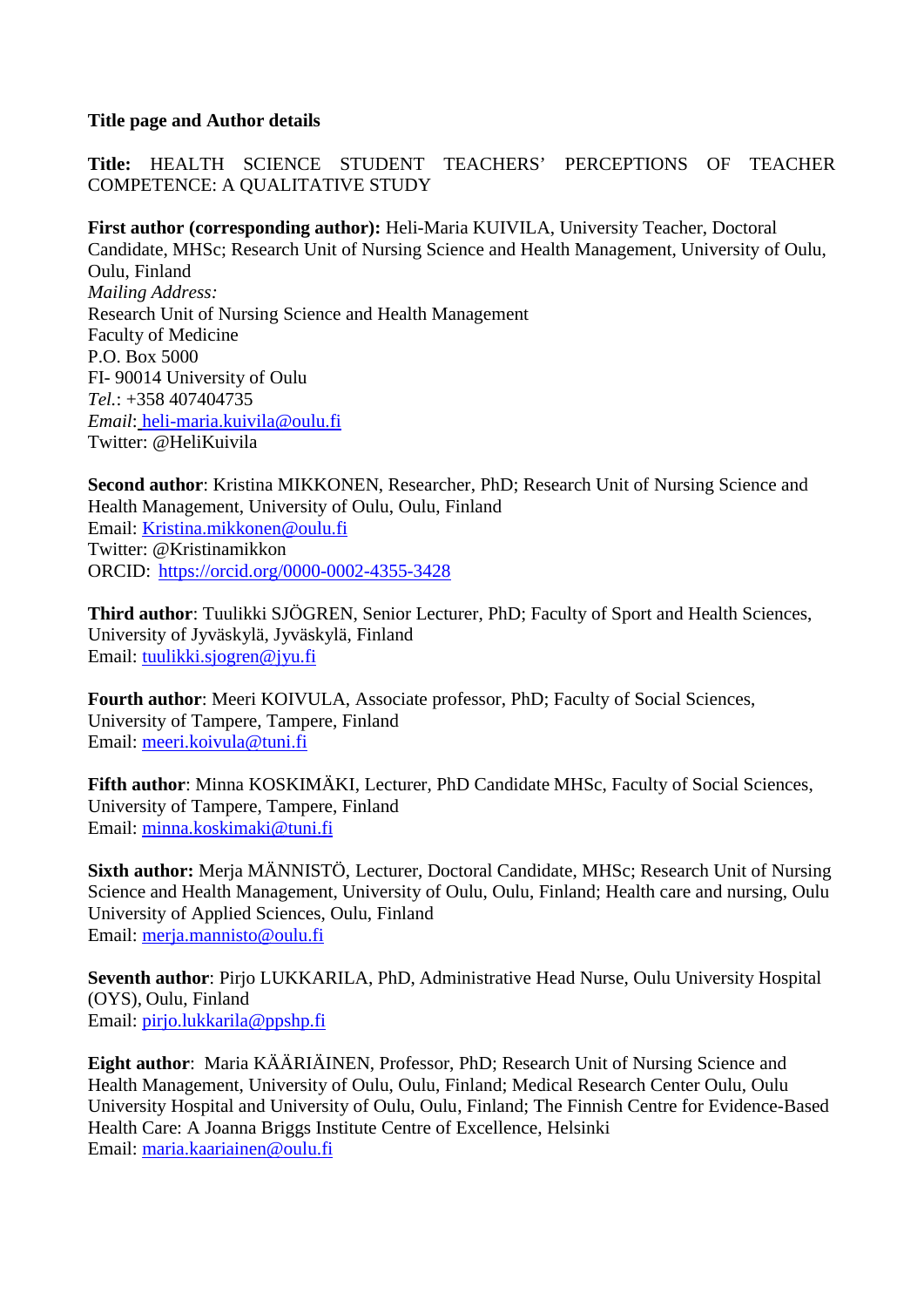**Title page and Author details**

**Title:** HEALTH SCIENCE STUDENT TEACHERS' PERCEPTIONS OF TEACHER COMPETENCE: A QUALITATIVE STUDY

**First author (corresponding author):** Heli-Maria KUIVILA, University Teacher, Doctoral Candidate, MHSc; Research Unit of Nursing Science and Health Management, University of Oulu, Oulu, Finland
*Mailing Address:*
Research Unit of Nursing Science and Health Management
Faculty of Medicine
P.O. Box 5000
FI- 90014 University of Oulu
*Tel.*: +358 407404735
*Email*: heli-maria.kuivila@oulu.fi
Twitter: @HeliKuivila

**Second author**: Kristina MIKKONEN, Researcher, PhD; Research Unit of Nursing Science and Health Management, University of Oulu, Oulu, Finland
Email: Kristina.mikkonen@oulu.fi
Twitter: @Kristinamikkon
ORCID: https://orcid.org/0000-0002-4355-3428

**Third author**: Tuulikki SJÖGREN, Senior Lecturer, PhD; Faculty of Sport and Health Sciences, University of Jyväskylä, Jyväskylä, Finland
Email: tuulikki.sjogren@jyu.fi

**Fourth author**: Meeri KOIVULA, Associate professor, PhD; Faculty of Social Sciences, University of Tampere, Tampere, Finland
Email: meeri.koivula@tuni.fi

**Fifth author**: Minna KOSKIMÄKI, Lecturer, PhD Candidate MHSc, Faculty of Social Sciences, University of Tampere, Tampere, Finland
Email: minna.koskimaki@tuni.fi

**Sixth author:** Merja MÄNNISTÖ, Lecturer, Doctoral Candidate, MHSc; Research Unit of Nursing Science and Health Management, University of Oulu, Oulu, Finland; Health care and nursing, Oulu University of Applied Sciences, Oulu, Finland
Email: merja.mannisto@oulu.fi

**Seventh author**: Pirjo LUKKARILA, PhD, Administrative Head Nurse, Oulu University Hospital (OYS), Oulu, Finland
Email: pirjo.lukkarila@ppshp.fi

**Eight author**: Maria KÄÄRIÄINEN, Professor, PhD; Research Unit of Nursing Science and Health Management, University of Oulu, Oulu, Finland; Medical Research Center Oulu, Oulu University Hospital and University of Oulu, Oulu, Finland; The Finnish Centre for Evidence-Based Health Care: A Joanna Briggs Institute Centre of Excellence, Helsinki
Email: maria.kaariainen@oulu.fi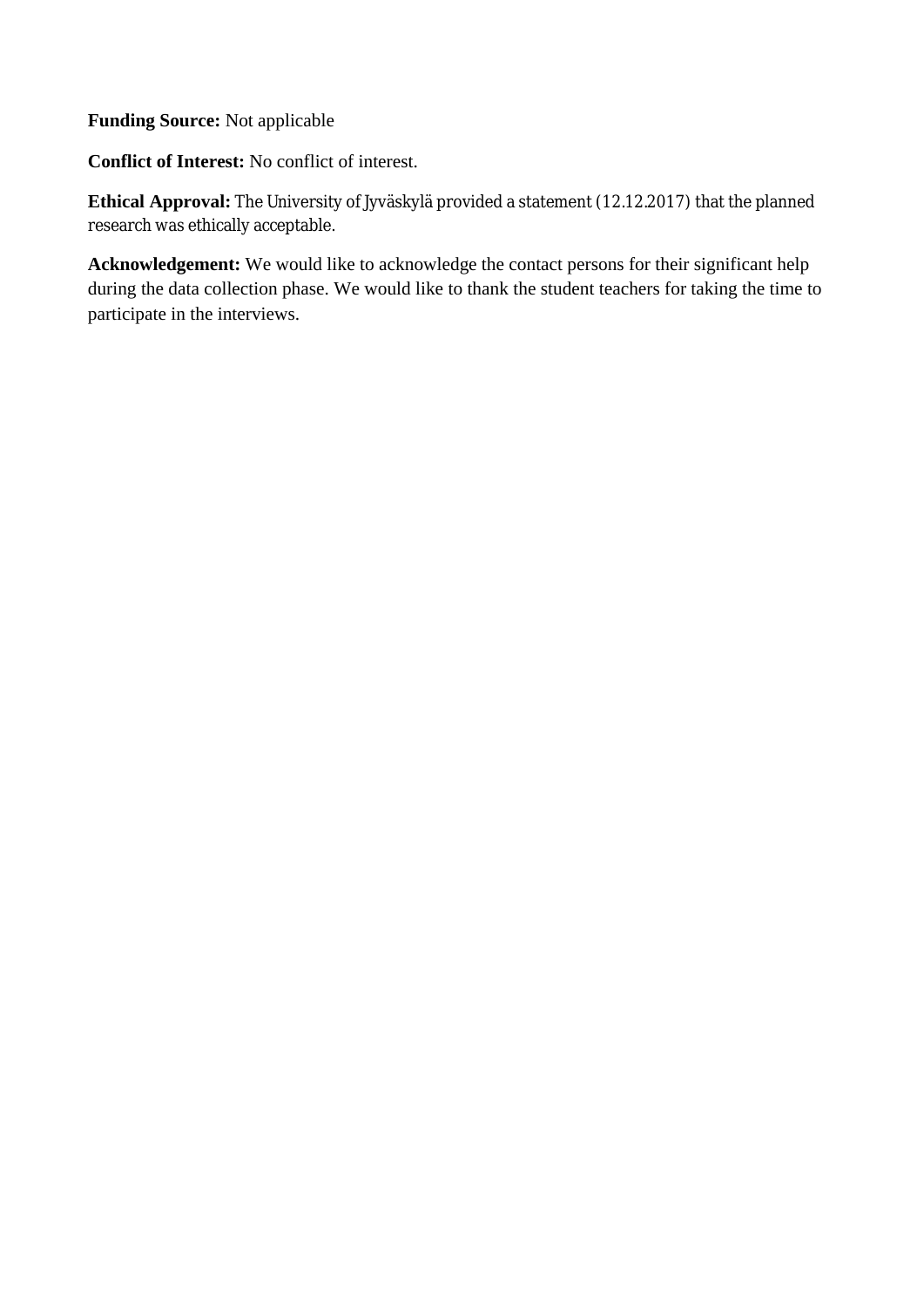**Funding Source:** Not applicable

**Conflict of Interest:** No conflict of interest.

**Ethical Approval:** The University of Jyväskylä provided a statement (12.12.2017) that the planned research was ethically acceptable.

**Acknowledgement:** We would like to acknowledge the contact persons for their significant help during the data collection phase. We would like to thank the student teachers for taking the time to participate in the interviews.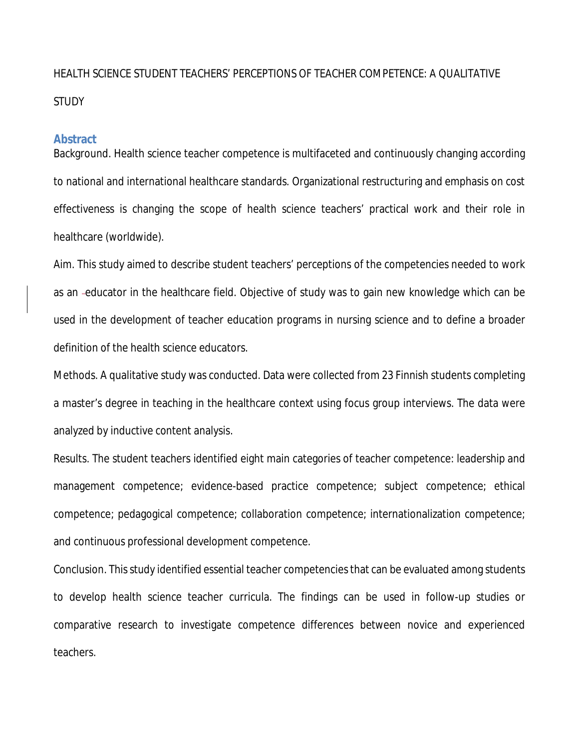# HEALTH SCIENCE STUDENT TEACHERS' PERCEPTIONS OF TEACHER COMPETENCE: A QUALITATIVE STUDY

## Abstract

Background. Health science teacher competence is multifaceted and continuously changing according to national and international healthcare standards. Organizational restructuring and emphasis on cost effectiveness is changing the scope of health science teachers' practical work and their role in healthcare (worldwide).

Aim. This study aimed to describe student teachers' perceptions of the competencies needed to work as an educator in the healthcare field. Objective of study was to gain new knowledge which can be used in the development of teacher education programs in nursing science and to define a broader definition of the health science educators.

Methods. A qualitative study was conducted. Data were collected from 23 Finnish students completing a master's degree in teaching in the healthcare context using focus group interviews. The data were analyzed by inductive content analysis.

Results. The student teachers identified eight main categories of teacher competence: leadership and management competence; evidence-based practice competence; subject competence; ethical competence; pedagogical competence; collaboration competence; internationalization competence; and continuous professional development competence.

Conclusion. This study identified essential teacher competencies that can be evaluated among students to develop health science teacher curricula. The findings can be used in follow-up studies or comparative research to investigate competence differences between novice and experienced teachers.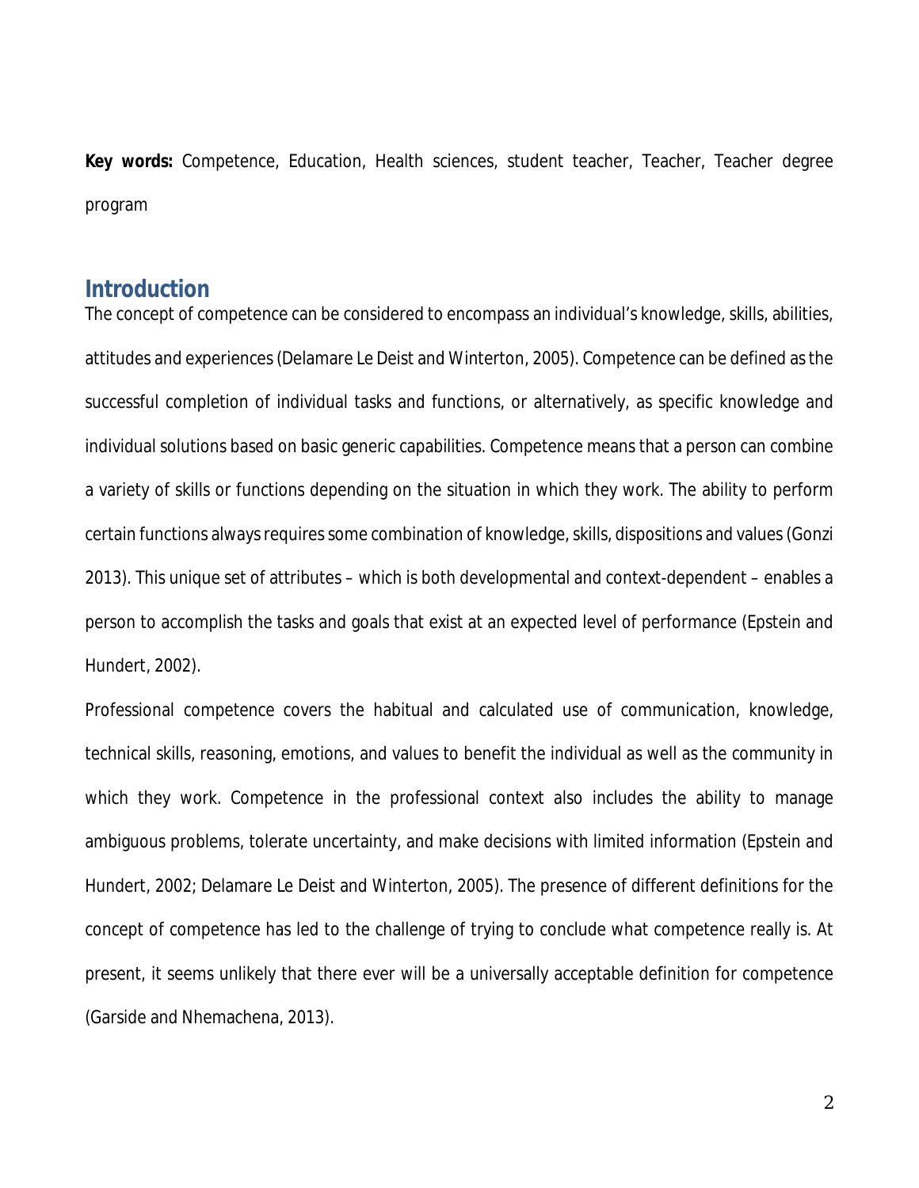**Key words:** Competence, Education, Health sciences, student teacher, Teacher, Teacher degree program

## Introduction

The concept of competence can be considered to encompass an individual's knowledge, skills, abilities, attitudes and experiences (Delamare Le Deist and Winterton, 2005). Competence can be defined as the successful completion of individual tasks and functions, or alternatively, as specific knowledge and individual solutions based on basic generic capabilities. Competence means that a person can combine a variety of skills or functions depending on the situation in which they work. The ability to perform certain functions always requires some combination of knowledge, skills, dispositions and values (Gonzi 2013). This unique set of attributes – which is both developmental and context-dependent – enables a person to accomplish the tasks and goals that exist at an expected level of performance (Epstein and Hundert, 2002).

Professional competence covers the habitual and calculated use of communication, knowledge, technical skills, reasoning, emotions, and values to benefit the individual as well as the community in which they work. Competence in the professional context also includes the ability to manage ambiguous problems, tolerate uncertainty, and make decisions with limited information (Epstein and Hundert, 2002; Delamare Le Deist and Winterton, 2005). The presence of different definitions for the concept of competence has led to the challenge of trying to conclude what competence really is. At present, it seems unlikely that there ever will be a universally acceptable definition for competence (Garside and Nhemachena, 2013).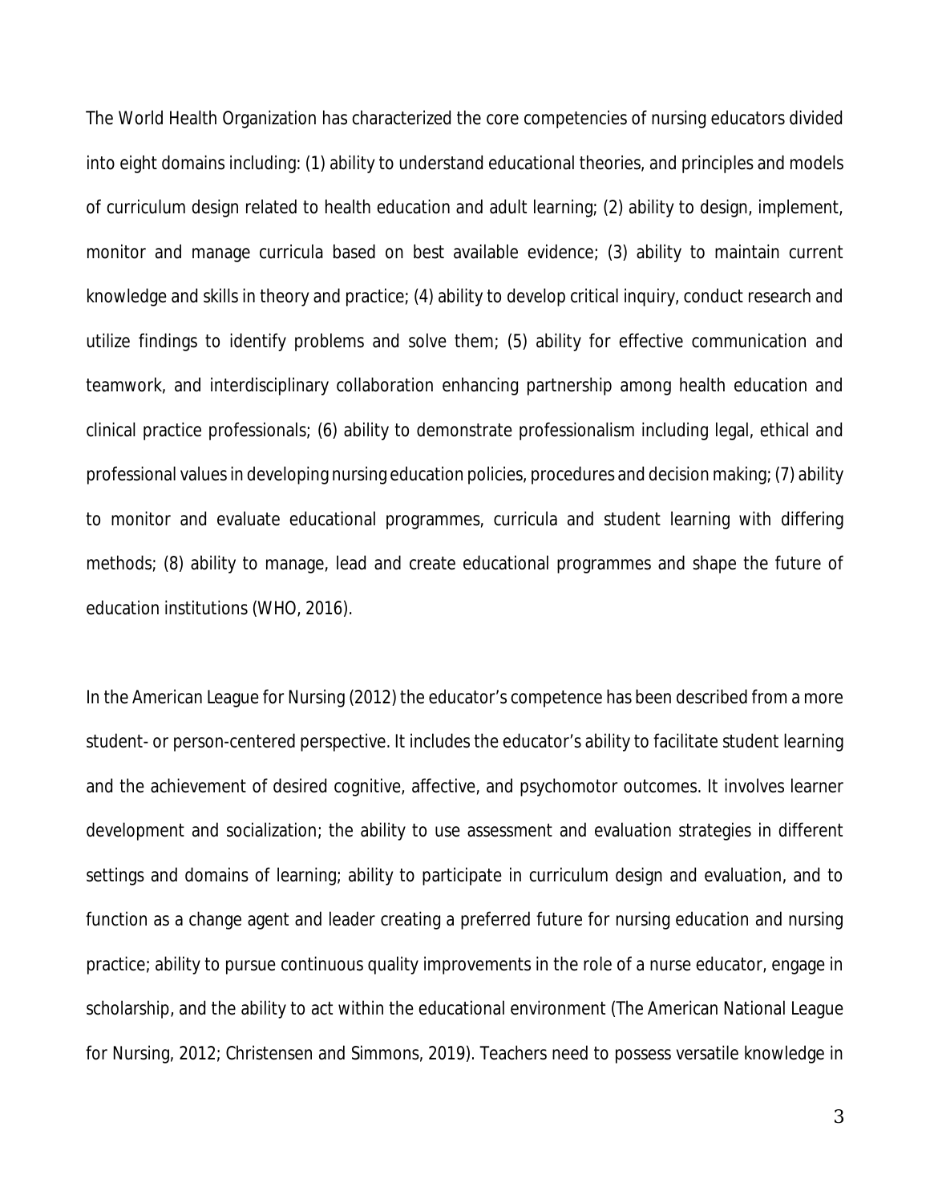The World Health Organization has characterized the core competencies of nursing educators divided into eight domains including: (1) ability to understand educational theories, and principles and models of curriculum design related to health education and adult learning; (2) ability to design, implement, monitor and manage curricula based on best available evidence; (3) ability to maintain current knowledge and skills in theory and practice; (4) ability to develop critical inquiry, conduct research and utilize findings to identify problems and solve them; (5) ability for effective communication and teamwork, and interdisciplinary collaboration enhancing partnership among health education and clinical practice professionals; (6) ability to demonstrate professionalism including legal, ethical and professional values in developing nursing education policies, procedures and decision making; (7) ability to monitor and evaluate educational programmes, curricula and student learning with differing methods; (8) ability to manage, lead and create educational programmes and shape the future of education institutions (WHO, 2016).

In the American League for Nursing (2012) the educator's competence has been described from a more student- or person-centered perspective. It includes the educator's ability to facilitate student learning and the achievement of desired cognitive, affective, and psychomotor outcomes. It involves learner development and socialization; the ability to use assessment and evaluation strategies in different settings and domains of learning; ability to participate in curriculum design and evaluation, and to function as a change agent and leader creating a preferred future for nursing education and nursing practice; ability to pursue continuous quality improvements in the role of a nurse educator, engage in scholarship, and the ability to act within the educational environment (The American National League for Nursing, 2012; Christensen and Simmons, 2019). Teachers need to possess versatile knowledge in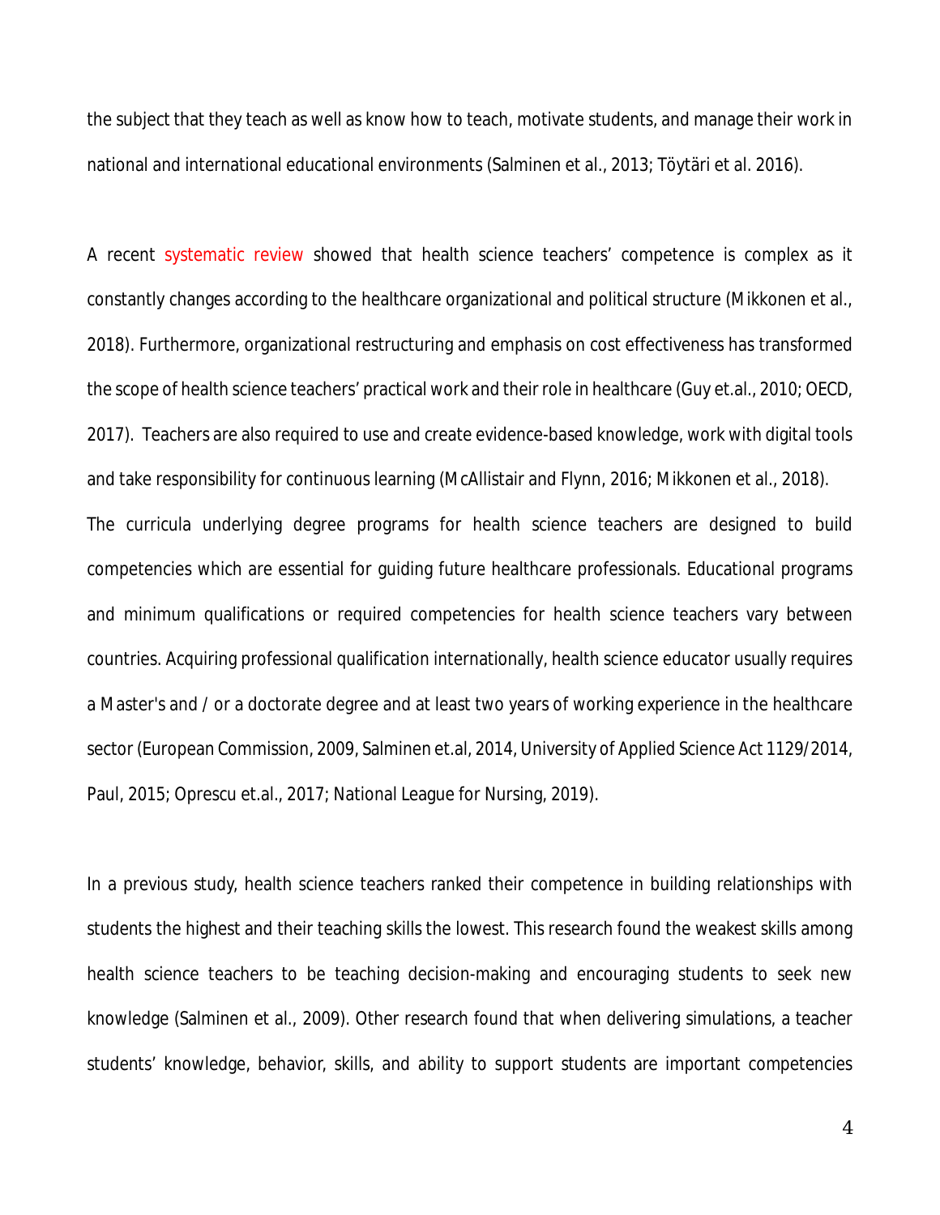the subject that they teach as well as know how to teach, motivate students, and manage their work in national and international educational environments (Salminen et al., 2013; Töytäri et al. 2016).

A recent systematic review showed that health science teachers' competence is complex as it constantly changes according to the healthcare organizational and political structure (Mikkonen et al., 2018). Furthermore, organizational restructuring and emphasis on cost effectiveness has transformed the scope of health science teachers' practical work and their role in healthcare (Guy et.al., 2010; OECD, 2017). Teachers are also required to use and create evidence-based knowledge, work with digital tools and take responsibility for continuous learning (McAllistair and Flynn, 2016; Mikkonen et al., 2018).

The curricula underlying degree programs for health science teachers are designed to build competencies which are essential for guiding future healthcare professionals. Educational programs and minimum qualifications or required competencies for health science teachers vary between countries. Acquiring professional qualification internationally, health science educator usually requires a Master's and / or a doctorate degree and at least two years of working experience in the healthcare sector (European Commission, 2009, Salminen et.al, 2014, University of Applied Science Act 1129/2014, Paul, 2015; Oprescu et.al., 2017; National League for Nursing, 2019).

In a previous study, health science teachers ranked their competence in building relationships with students the highest and their teaching skills the lowest. This research found the weakest skills among health science teachers to be teaching decision-making and encouraging students to seek new knowledge (Salminen et al., 2009). Other research found that when delivering simulations, a teacher students' knowledge, behavior, skills, and ability to support students are important competencies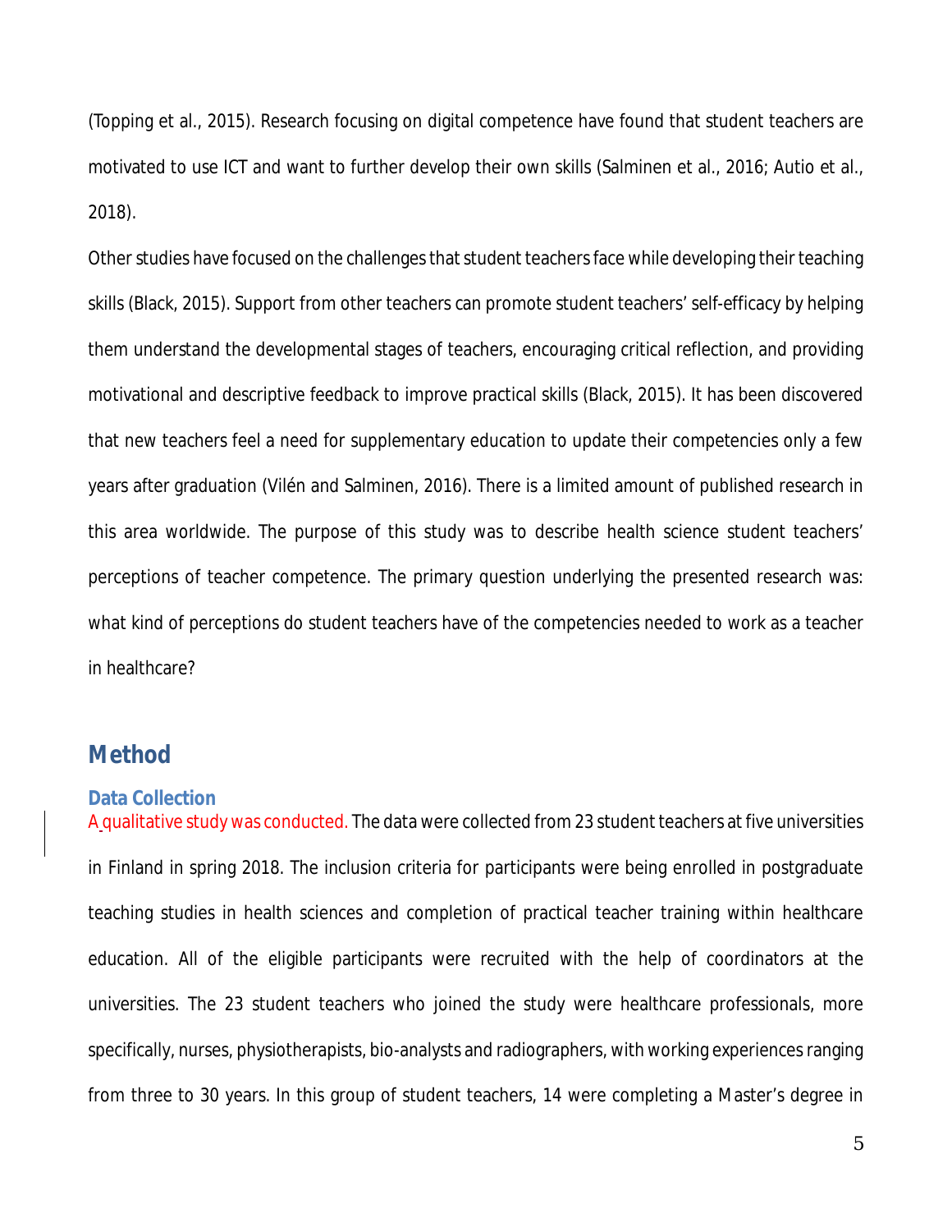(Topping et al., 2015). Research focusing on digital competence have found that student teachers are motivated to use ICT and want to further develop their own skills (Salminen et al., 2016; Autio et al., 2018).

Other studies have focused on the challenges that student teachers face while developing their teaching skills (Black, 2015). Support from other teachers can promote student teachers' self-efficacy by helping them understand the developmental stages of teachers, encouraging critical reflection, and providing motivational and descriptive feedback to improve practical skills (Black, 2015). It has been discovered that new teachers feel a need for supplementary education to update their competencies only a few years after graduation (Vilén and Salminen, 2016). There is a limited amount of published research in this area worldwide. The purpose of this study was to describe health science student teachers' perceptions of teacher competence. The primary question underlying the presented research was: what kind of perceptions do student teachers have of the competencies needed to work as a teacher in healthcare?

# Method

## Data Collection

A qualitative study was conducted. The data were collected from 23 student teachers at five universities in Finland in spring 2018. The inclusion criteria for participants were being enrolled in postgraduate teaching studies in health sciences and completion of practical teacher training within healthcare education. All of the eligible participants were recruited with the help of coordinators at the universities. The 23 student teachers who joined the study were healthcare professionals, more specifically, nurses, physiotherapists, bio-analysts and radiographers, with working experiences ranging from three to 30 years. In this group of student teachers, 14 were completing a Master's degree in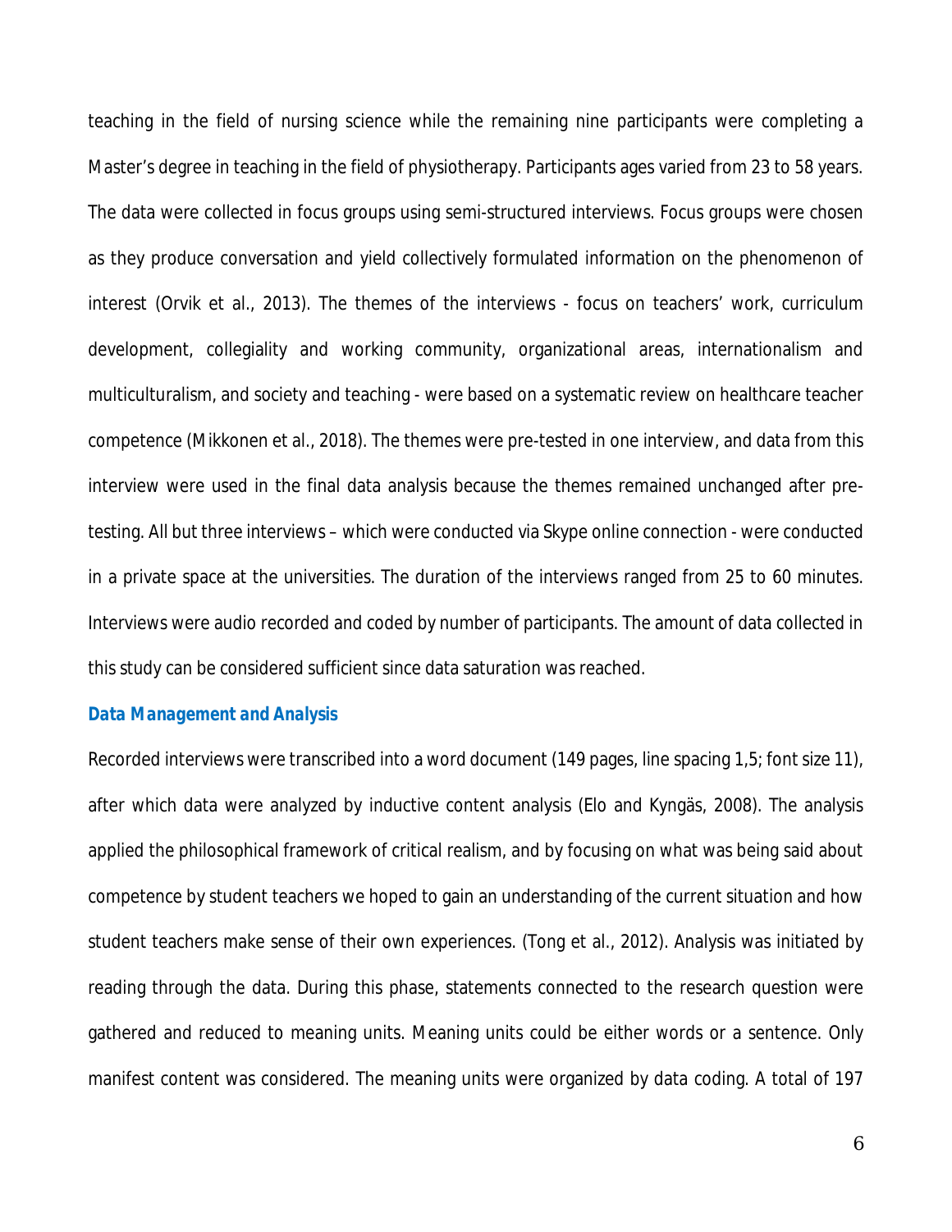teaching in the field of nursing science while the remaining nine participants were completing a Master's degree in teaching in the field of physiotherapy. Participants ages varied from 23 to 58 years. The data were collected in focus groups using semi-structured interviews. Focus groups were chosen as they produce conversation and yield collectively formulated information on the phenomenon of interest (Orvik et al., 2013). The themes of the interviews - focus on teachers' work, curriculum development, collegiality and working community, organizational areas, internationalism and multiculturalism, and society and teaching - were based on a systematic review on healthcare teacher competence (Mikkonen et al., 2018). The themes were pre-tested in one interview, and data from this interview were used in the final data analysis because the themes remained unchanged after pre-testing. All but three interviews – which were conducted via Skype online connection - were conducted in a private space at the universities. The duration of the interviews ranged from 25 to 60 minutes. Interviews were audio recorded and coded by number of participants. The amount of data collected in this study can be considered sufficient since data saturation was reached.

### *Data Management and Analysis*

Recorded interviews were transcribed into a word document (149 pages, line spacing 1,5; font size 11), after which data were analyzed by inductive content analysis (Elo and Kyngäs, 2008). The analysis applied the philosophical framework of critical realism, and by focusing on what was being said about competence by student teachers we hoped to gain an understanding of the current situation and how student teachers make sense of their own experiences. (Tong et al., 2012). Analysis was initiated by reading through the data. During this phase, statements connected to the research question were gathered and reduced to meaning units. Meaning units could be either words or a sentence. Only manifest content was considered. The meaning units were organized by data coding. A total of 197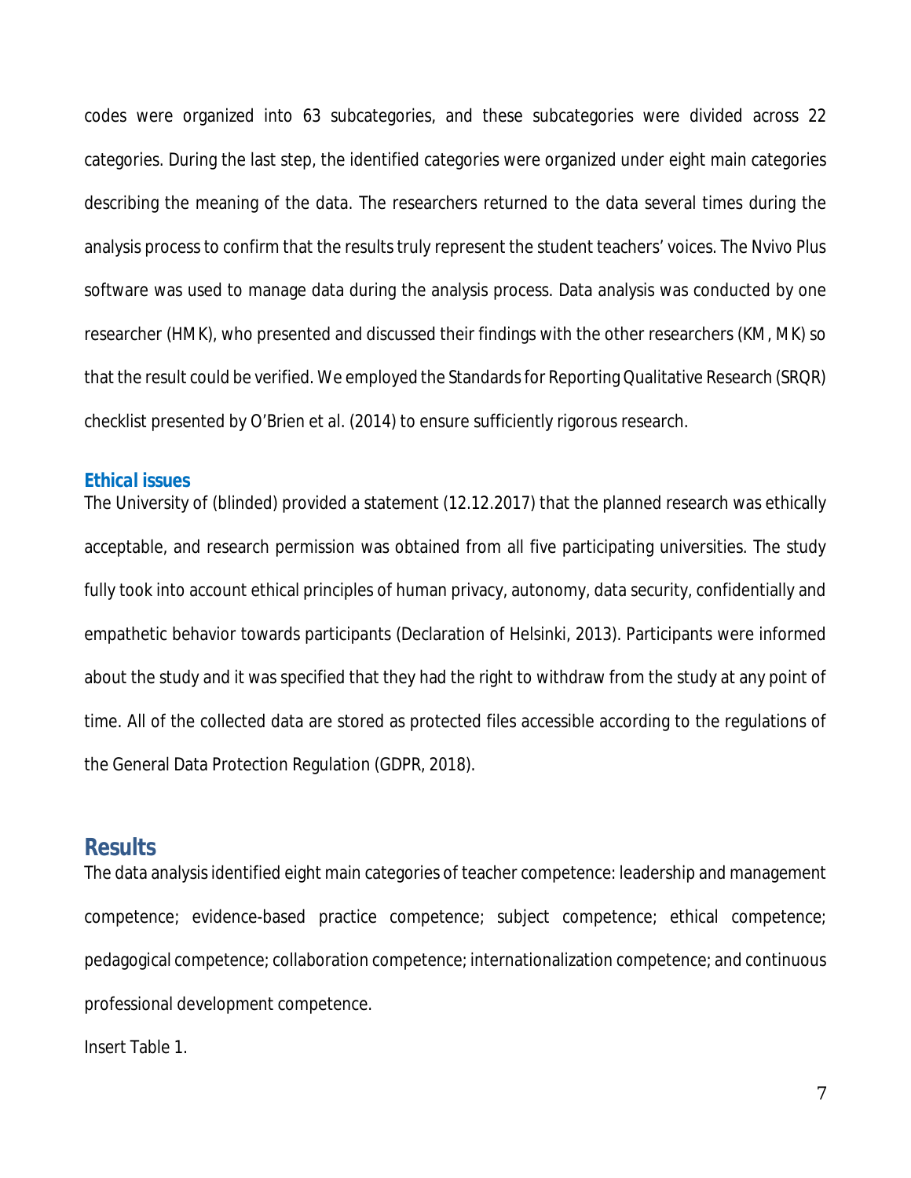codes were organized into 63 subcategories, and these subcategories were divided across 22 categories. During the last step, the identified categories were organized under eight main categories describing the meaning of the data. The researchers returned to the data several times during the analysis process to confirm that the results truly represent the student teachers' voices. The Nvivo Plus software was used to manage data during the analysis process. Data analysis was conducted by one researcher (HMK), who presented and discussed their findings with the other researchers (KM, MK) so that the result could be verified. We employed the Standards for Reporting Qualitative Research (SRQR) checklist presented by O'Brien et al. (2014) to ensure sufficiently rigorous research.

### Ethical issues

The University of (blinded) provided a statement (12.12.2017) that the planned research was ethically acceptable, and research permission was obtained from all five participating universities. The study fully took into account ethical principles of human privacy, autonomy, data security, confidentially and empathetic behavior towards participants (Declaration of Helsinki, 2013). Participants were informed about the study and it was specified that they had the right to withdraw from the study at any point of time. All of the collected data are stored as protected files accessible according to the regulations of the General Data Protection Regulation (GDPR, 2018).

## Results

The data analysis identified eight main categories of teacher competence: leadership and management competence; evidence-based practice competence; subject competence; ethical competence; pedagogical competence; collaboration competence; internationalization competence; and continuous professional development competence.

Insert Table 1.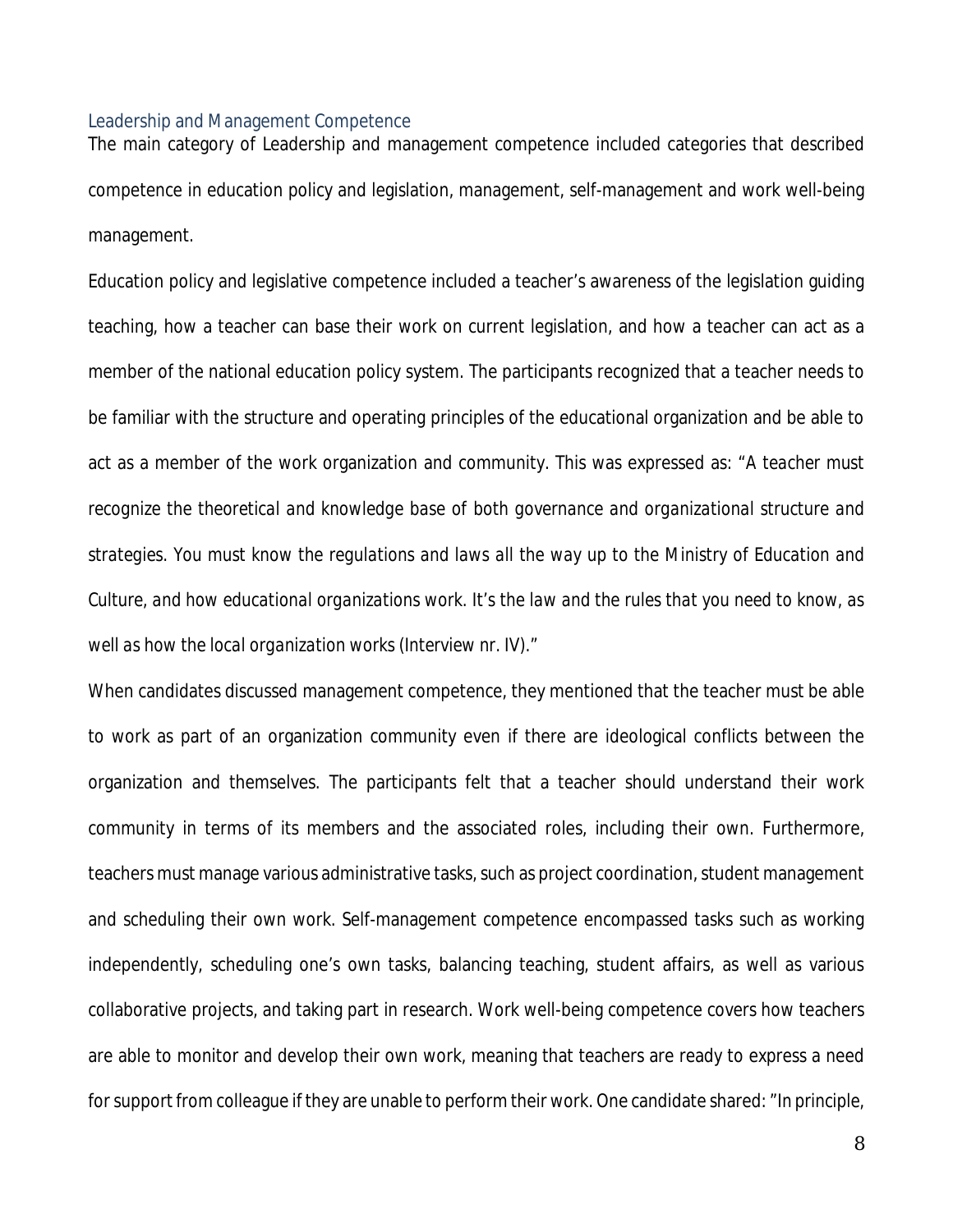### Leadership and Management Competence

The main category of Leadership and management competence included categories that described competence in education policy and legislation, management, self-management and work well-being management.

Education policy and legislative competence included a teacher's awareness of the legislation guiding teaching, how a teacher can base their work on current legislation, and how a teacher can act as a member of the national education policy system. The participants recognized that a teacher needs to be familiar with the structure and operating principles of the educational organization and be able to act as a member of the work organization and community. This was expressed as: "*A teacher must recognize the theoretical and knowledge base of both governance and organizational structure and strategies. You must know the regulations and laws all the way up to the Ministry of Education and Culture, and how educational organizations work. It's the law and the rules that you need to know, as well as how the local organization works (Interview nr. IV).*"

When candidates discussed management competence, they mentioned that the teacher must be able to work as part of an organization community even if there are ideological conflicts between the organization and themselves. The participants felt that a teacher should understand their work community in terms of its members and the associated roles, including their own. Furthermore, teachers must manage various administrative tasks, such as project coordination, student management and scheduling their own work. Self-management competence encompassed tasks such as working independently, scheduling one's own tasks, balancing teaching, student affairs, as well as various collaborative projects, and taking part in research. Work well-being competence covers how teachers are able to monitor and develop their own work, meaning that teachers are ready to express a need for support from colleague if they are unable to perform their work. One candidate shared: "In principle,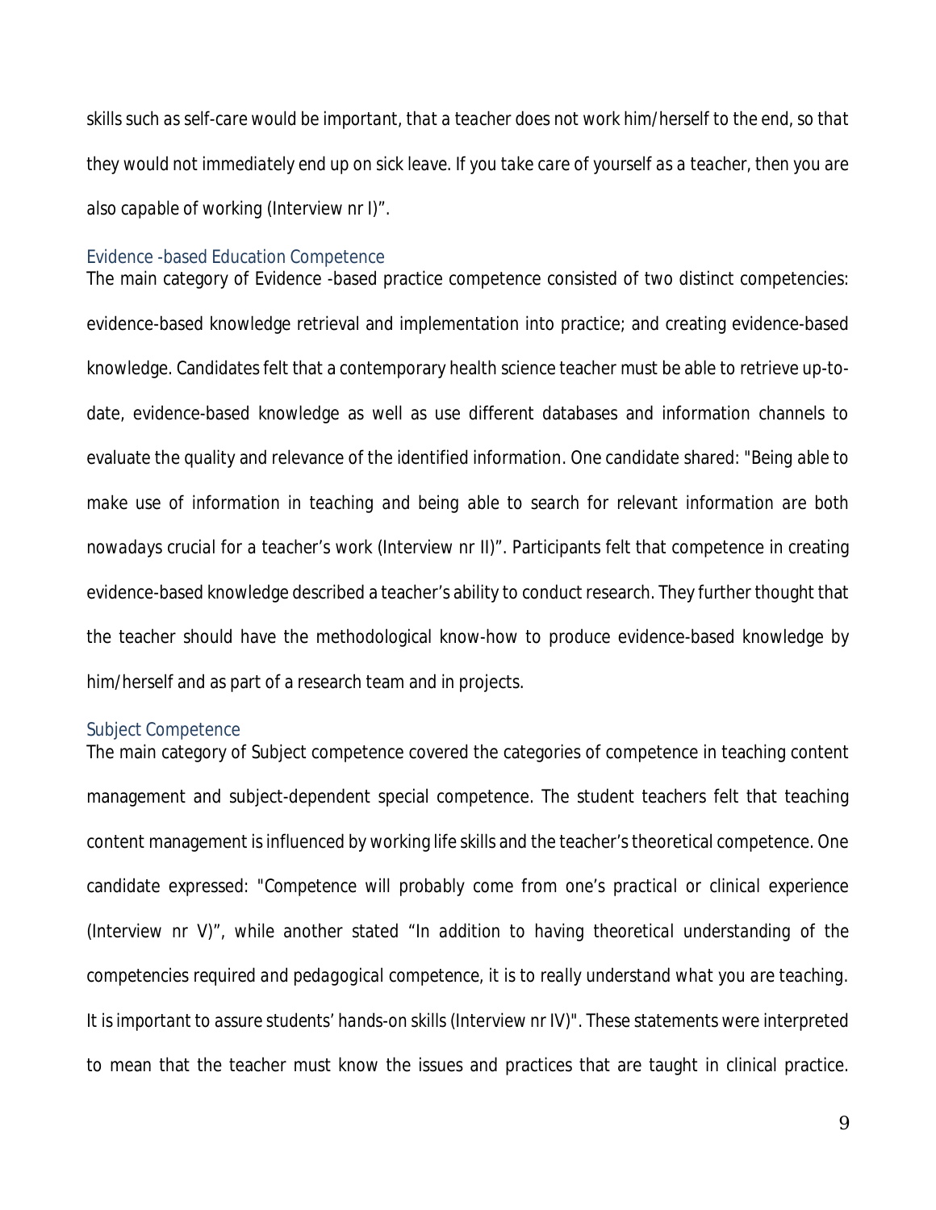skills such as self-care would be important, that a teacher does not work him/herself to the end, so that they would not immediately end up on sick leave. If you take care of yourself as a teacher, then you are also capable of working (Interview nr I)".

### Evidence -based Education Competence

The main category of Evidence -based practice competence consisted of two distinct competencies: evidence-based knowledge retrieval and implementation into practice; and creating evidence-based knowledge. Candidates felt that a contemporary health science teacher must be able to retrieve up-to-date, evidence-based knowledge as well as use different databases and information channels to evaluate the quality and relevance of the identified information. One candidate shared: "*Being able to make use of information in teaching and being able to search for relevant information are both nowadays crucial for a teacher's work (Interview nr II)*". Participants felt that competence in creating evidence-based knowledge described a teacher's ability to conduct research. They further thought that the teacher should have the methodological know-how to produce evidence-based knowledge by him/herself and as part of a research team and in projects.

### Subject Competence

The main category of Subject competence covered the categories of competence in teaching content management and subject-dependent special competence. The student teachers felt that teaching content management is influenced by working life skills and the teacher's theoretical competence. One candidate expressed: "*Competence will probably come from one's practical or clinical experience (Interview nr V)*", while another stated "*In addition to having theoretical understanding of the competencies required and pedagogical competence, it is to really understand what you are teaching. It is important to assure students' hands-on skills (Interview nr IV)*". These statements were interpreted to mean that the teacher must know the issues and practices that are taught in clinical practice.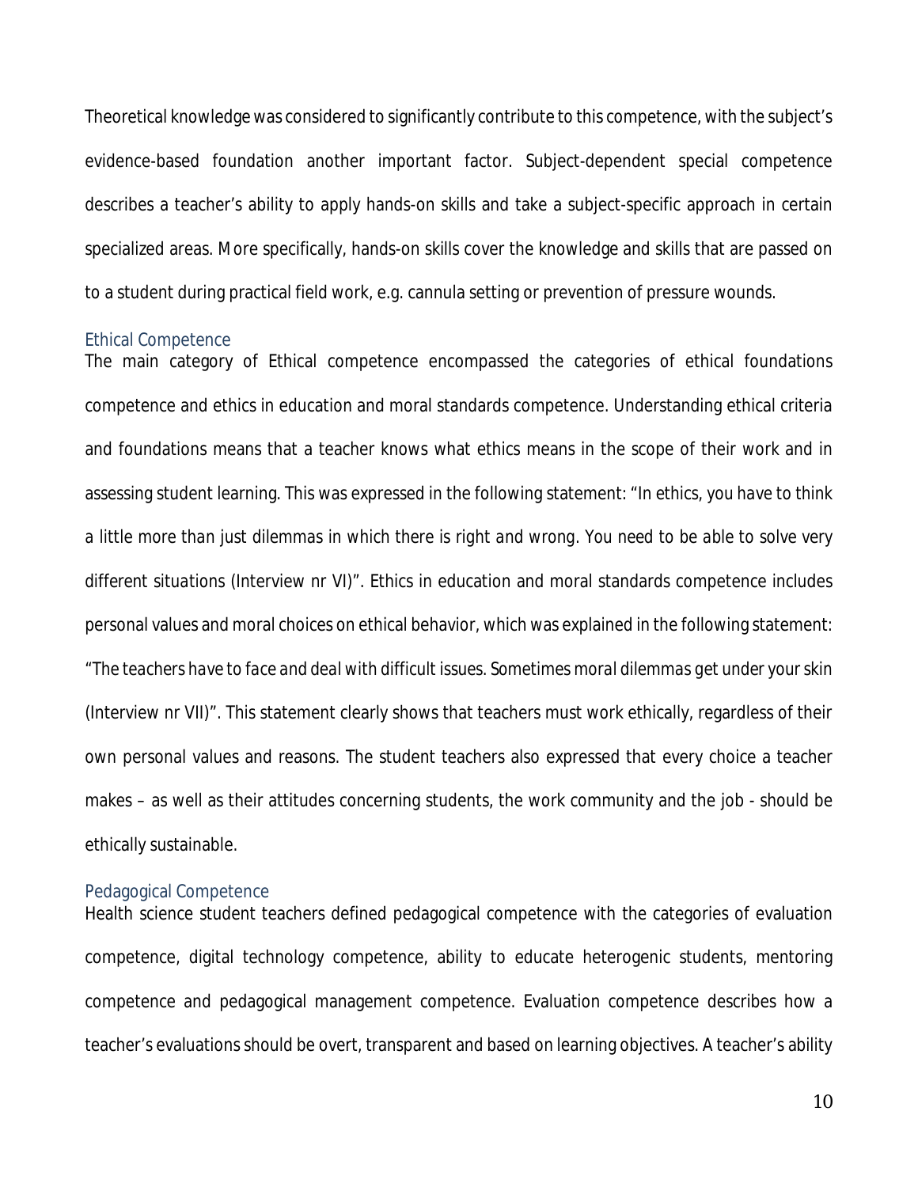Theoretical knowledge was considered to significantly contribute to this competence, with the subject's evidence-based foundation another important factor. Subject-dependent special competence describes a teacher's ability to apply hands-on skills and take a subject-specific approach in certain specialized areas. More specifically, hands-on skills cover the knowledge and skills that are passed on to a student during practical field work, e.g. cannula setting or prevention of pressure wounds.

### Ethical Competence

The main category of Ethical competence encompassed the categories of ethical foundations competence and ethics in education and moral standards competence. Understanding ethical criteria and foundations means that a teacher knows what ethics means in the scope of their work and in assessing student learning. This was expressed in the following statement: "*In ethics, you have to think a little more than just dilemmas in which there is right and wrong. You need to be able to solve very different situations* (Interview nr VI)". Ethics in education and moral standards competence includes personal values and moral choices on ethical behavior, which was explained in the following statement: "*The teachers have to face and deal with difficult issues. Sometimes moral dilemmas get under your skin* (Interview nr VII)". This statement clearly shows that teachers must work ethically, regardless of their own personal values and reasons. The student teachers also expressed that every choice a teacher makes – as well as their attitudes concerning students, the work community and the job - should be ethically sustainable.

### Pedagogical Competence

Health science student teachers defined pedagogical competence with the categories of evaluation competence, digital technology competence, ability to educate heterogenic students, mentoring competence and pedagogical management competence. Evaluation competence describes how a teacher's evaluations should be overt, transparent and based on learning objectives. A teacher's ability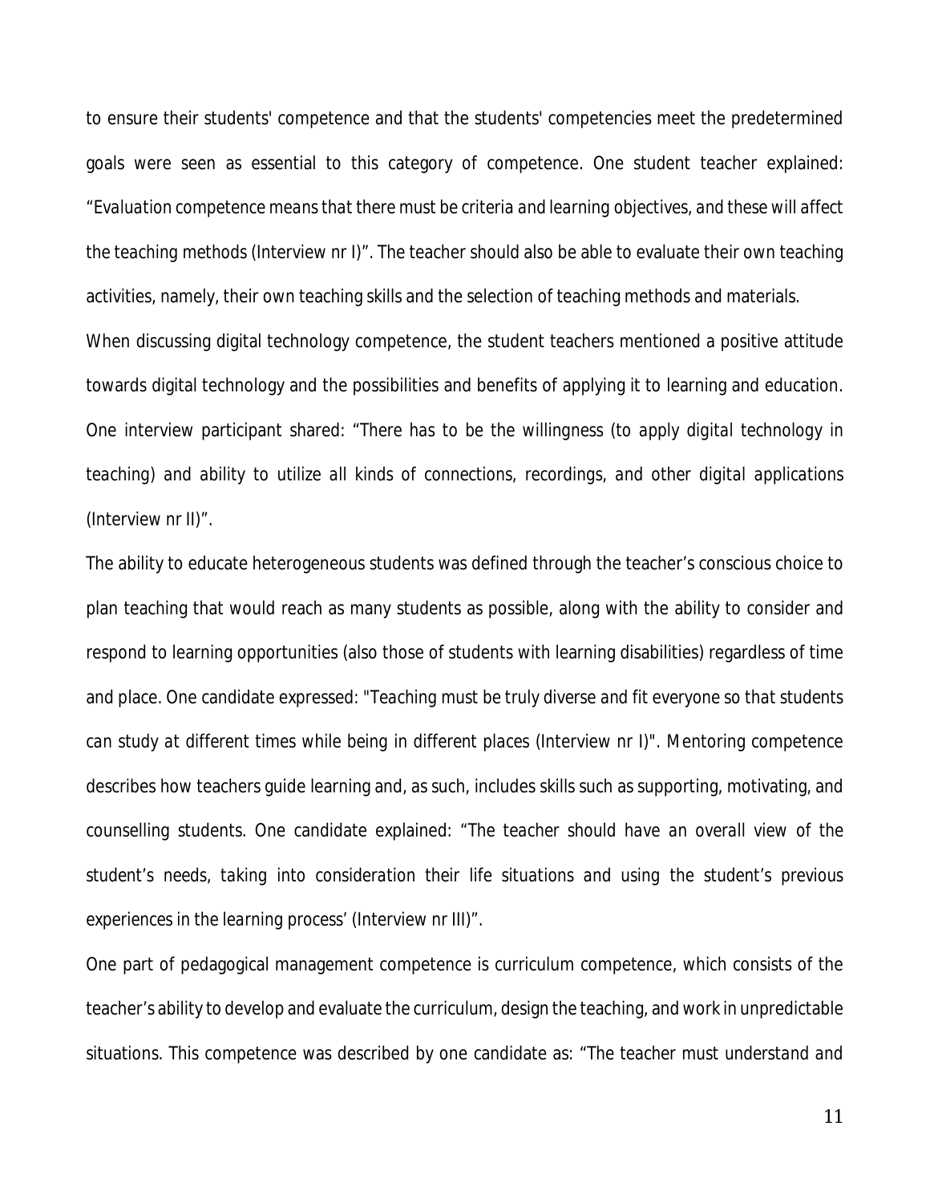to ensure their students' competence and that the students' competencies meet the predetermined goals were seen as essential to this category of competence. One student teacher explained: "*Evaluation competence means that there must be criteria and learning objectives, and these will affect the teaching methods* (Interview nr I)". The teacher should also be able to evaluate their own teaching activities, namely, their own teaching skills and the selection of teaching methods and materials.

When discussing digital technology competence, the student teachers mentioned a positive attitude towards digital technology and the possibilities and benefits of applying it to learning and education. One interview participant shared: "*There has to be the willingness (to apply digital technology in teaching) and ability to utilize all kinds of connections, recordings, and other digital applications* (Interview nr II)".

The ability to educate heterogeneous students was defined through the teacher's conscious choice to plan teaching that would reach as many students as possible, along with the ability to consider and respond to learning opportunities (also those of students with learning disabilities) regardless of time and place. One candidate expressed: "*Teaching must be truly diverse and fit everyone so that students can study at different times while being in different places* (Interview nr I)". Mentoring competence describes how teachers guide learning and, as such, includes skills such as supporting, motivating, and counselling students. One candidate explained: "*The teacher should have an overall view of the student's needs, taking into consideration their life situations and using the student's previous experiences in the learning process'* (Interview nr III)".

One part of pedagogical management competence is curriculum competence, which consists of the teacher's ability to develop and evaluate the curriculum, design the teaching, and work in unpredictable situations. This competence was described by one candidate as: "*The teacher must understand and*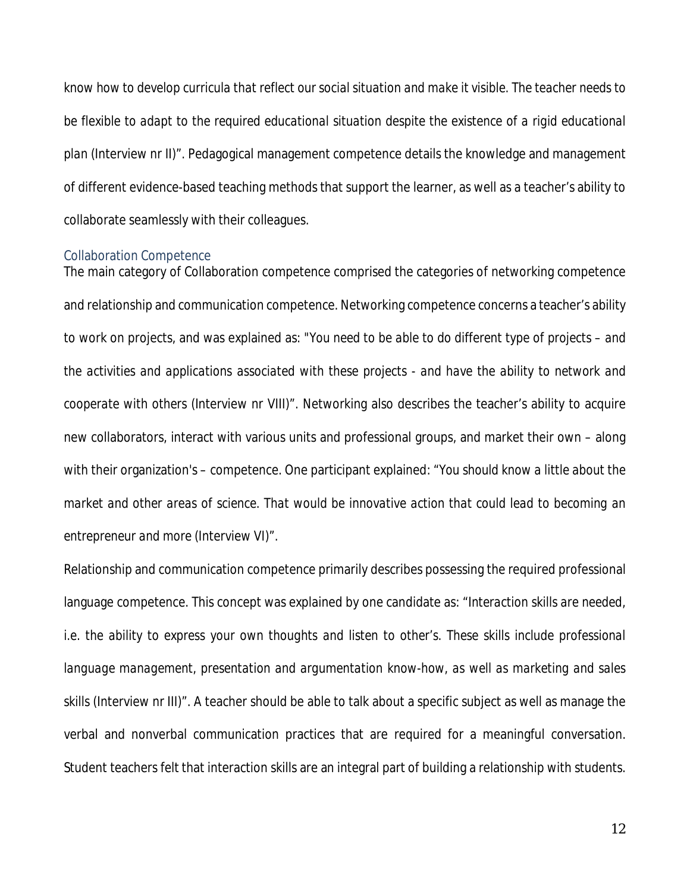know how to develop curricula that reflect our social situation and make it visible. The teacher needs to be flexible to adapt to the required educational situation despite the existence of a rigid educational plan (Interview nr II)". Pedagogical management competence details the knowledge and management of different evidence-based teaching methods that support the learner, as well as a teacher's ability to collaborate seamlessly with their colleagues.

### Collaboration Competence

The main category of Collaboration competence comprised the categories of networking competence and relationship and communication competence. Networking competence concerns a teacher's ability to work on projects, and was explained as: "You need to be able to do different type of projects – and the activities and applications associated with these projects - and have the ability to network and cooperate with others (Interview nr VIII)". Networking also describes the teacher's ability to acquire new collaborators, interact with various units and professional groups, and market their own – along with their organization's – competence. One participant explained: "You should know a little about the market and other areas of science. That would be innovative action that could lead to becoming an entrepreneur and more (Interview VI)".

Relationship and communication competence primarily describes possessing the required professional language competence. This concept was explained by one candidate as: "Interaction skills are needed, i.e. the ability to express your own thoughts and listen to other's. These skills include professional language management, presentation and argumentation know-how, as well as marketing and sales skills (Interview nr III)". A teacher should be able to talk about a specific subject as well as manage the verbal and nonverbal communication practices that are required for a meaningful conversation. Student teachers felt that interaction skills are an integral part of building a relationship with students.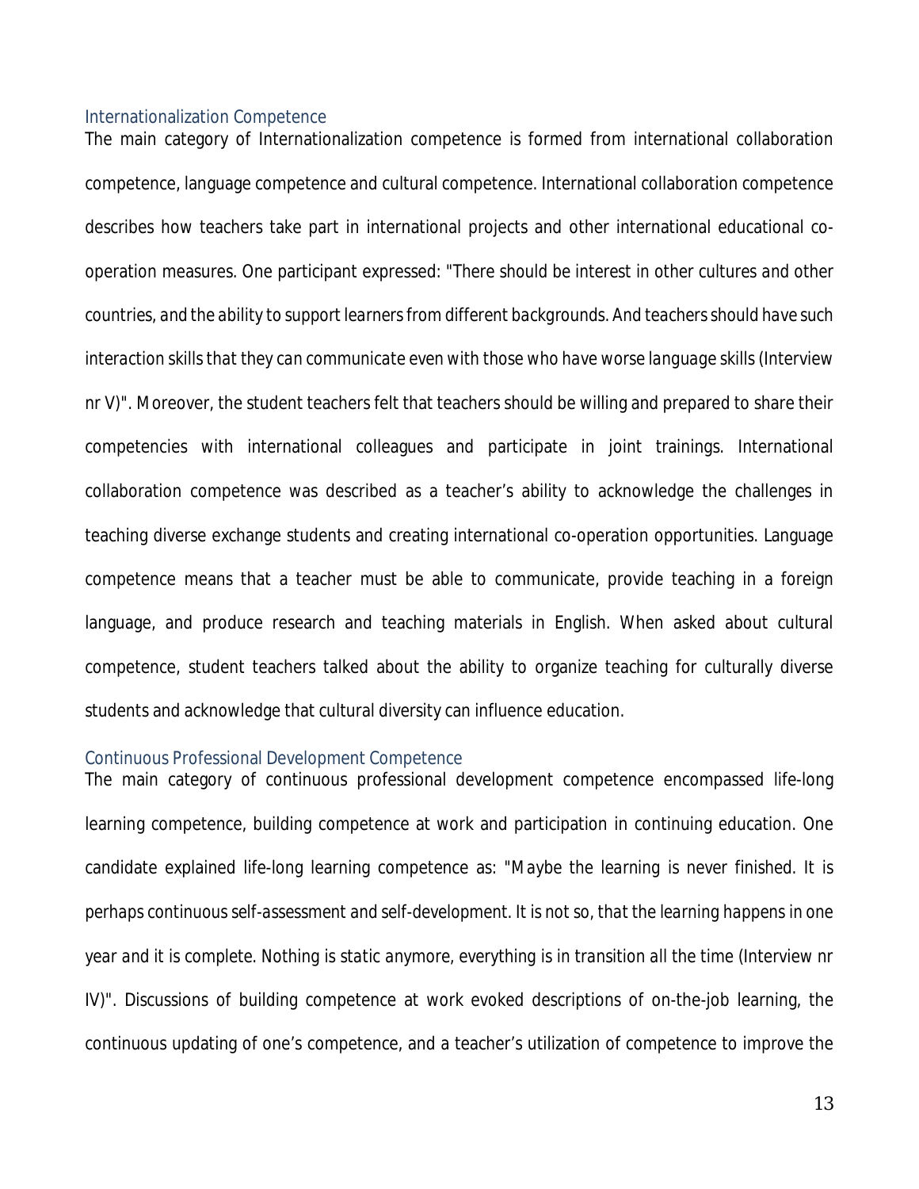### Internationalization Competence

The main category of Internationalization competence is formed from international collaboration competence, language competence and cultural competence. International collaboration competence describes how teachers take part in international projects and other international educational co-operation measures. One participant expressed: "*There should be interest in other cultures and other countries, and the ability to support learners from different backgrounds. And teachers should have such interaction skills that they can communicate even with those who have worse language skills (Interview nr V)*". Moreover, the student teachers felt that teachers should be willing and prepared to share their competencies with international colleagues and participate in joint trainings. International collaboration competence was described as a teacher's ability to acknowledge the challenges in teaching diverse exchange students and creating international co-operation opportunities. Language competence means that a teacher must be able to communicate, provide teaching in a foreign language, and produce research and teaching materials in English. When asked about cultural competence, student teachers talked about the ability to organize teaching for culturally diverse students and acknowledge that cultural diversity can influence education.

### Continuous Professional Development Competence

The main category of continuous professional development competence encompassed life-long learning competence, building competence at work and participation in continuing education. One candidate explained life-long learning competence as: "*Maybe the learning is never finished. It is perhaps continuous self-assessment and self-development. It is not so, that the learning happens in one year and it is complete. Nothing is static anymore, everything is in transition all the time (Interview nr IV)*". Discussions of building competence at work evoked descriptions of on-the-job learning, the continuous updating of one's competence, and a teacher's utilization of competence to improve the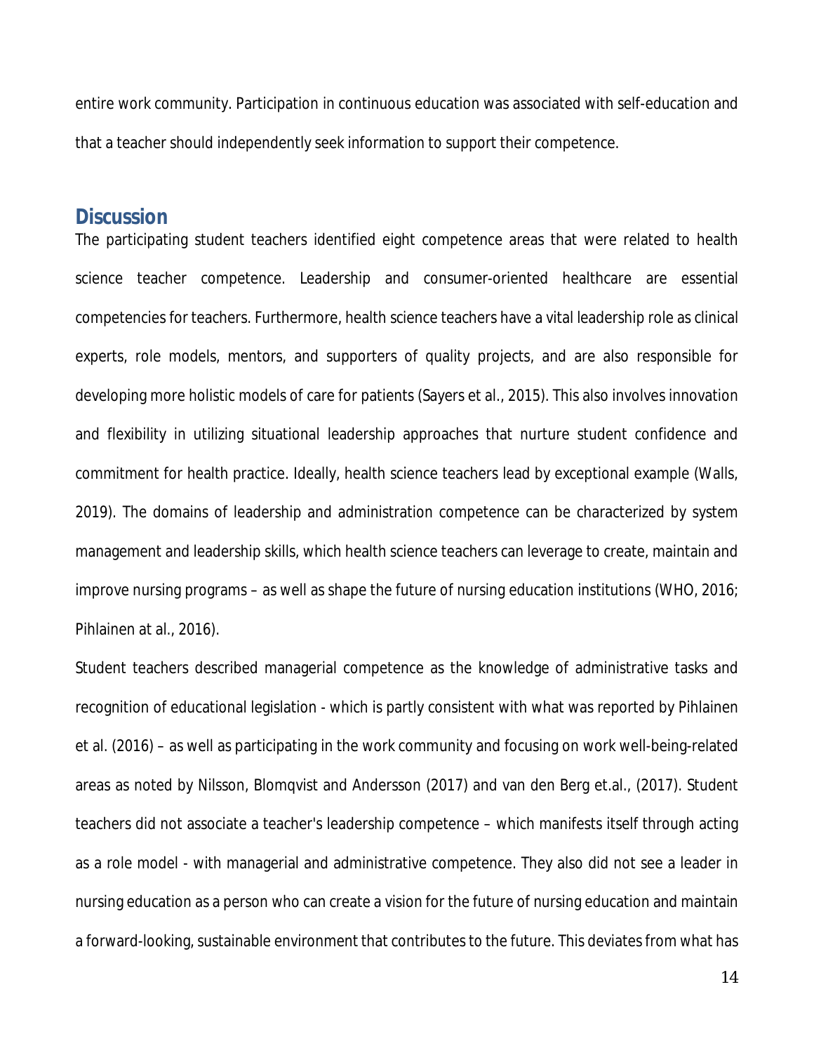entire work community. Participation in continuous education was associated with self-education and that a teacher should independently seek information to support their competence.

## Discussion

The participating student teachers identified eight competence areas that were related to health science teacher competence. Leadership and consumer-oriented healthcare are essential competencies for teachers. Furthermore, health science teachers have a vital leadership role as clinical experts, role models, mentors, and supporters of quality projects, and are also responsible for developing more holistic models of care for patients (Sayers et al., 2015). This also involves innovation and flexibility in utilizing situational leadership approaches that nurture student confidence and commitment for health practice. Ideally, health science teachers lead by exceptional example (Walls, 2019). The domains of leadership and administration competence can be characterized by system management and leadership skills, which health science teachers can leverage to create, maintain and improve nursing programs – as well as shape the future of nursing education institutions (WHO, 2016; Pihlainen at al., 2016).

Student teachers described managerial competence as the knowledge of administrative tasks and recognition of educational legislation - which is partly consistent with what was reported by Pihlainen et al. (2016) – as well as participating in the work community and focusing on work well-being-related areas as noted by Nilsson, Blomqvist and Andersson (2017) and van den Berg et.al., (2017). Student teachers did not associate a teacher's leadership competence – which manifests itself through acting as a role model - with managerial and administrative competence. They also did not see a leader in nursing education as a person who can create a vision for the future of nursing education and maintain a forward-looking, sustainable environment that contributes to the future. This deviates from what has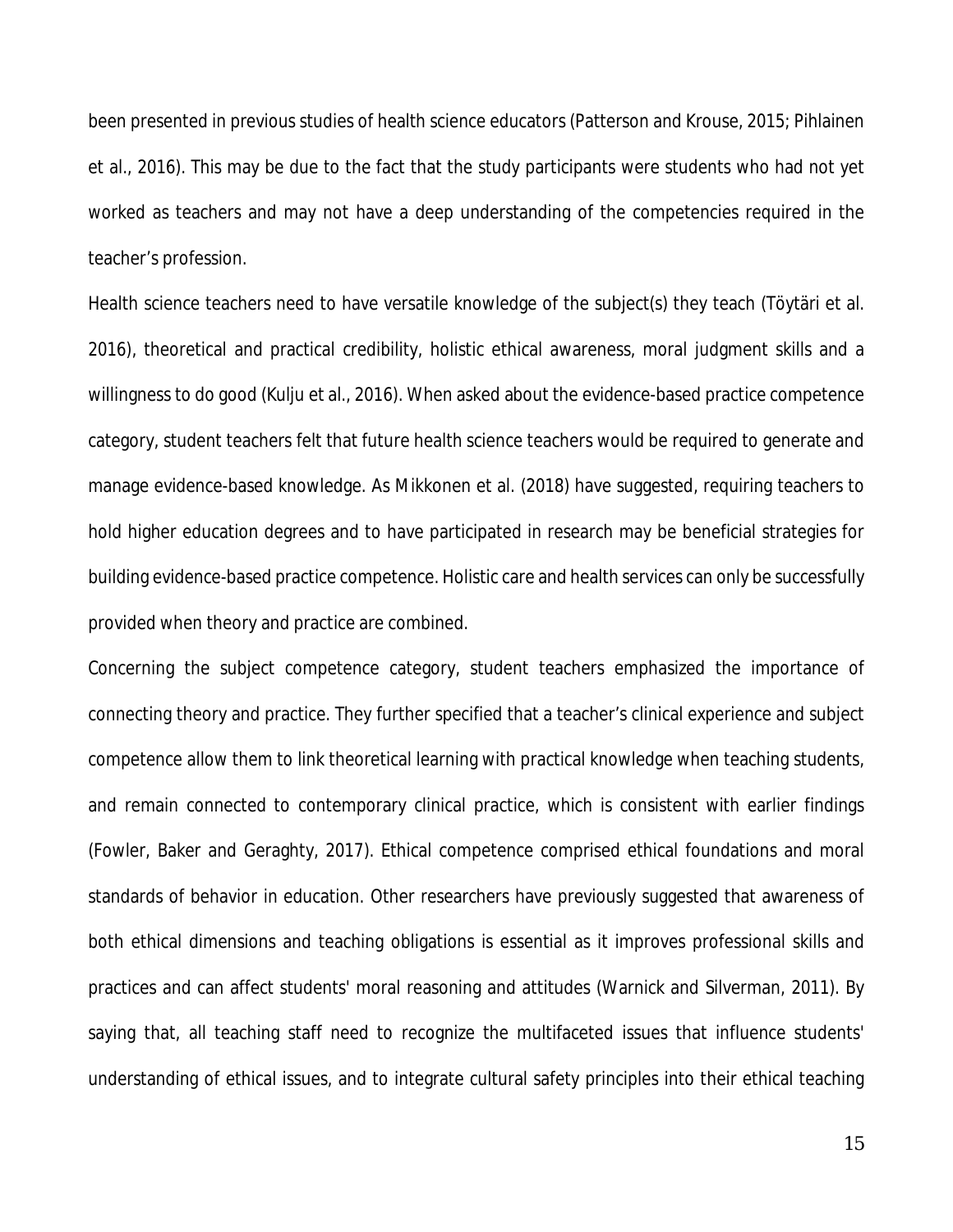been presented in previous studies of health science educators (Patterson and Krouse, 2015; Pihlainen et al., 2016). This may be due to the fact that the study participants were students who had not yet worked as teachers and may not have a deep understanding of the competencies required in the teacher's profession.

Health science teachers need to have versatile knowledge of the subject(s) they teach (Töytäri et al. 2016), theoretical and practical credibility, holistic ethical awareness, moral judgment skills and a willingness to do good (Kulju et al., 2016). When asked about the evidence-based practice competence category, student teachers felt that future health science teachers would be required to generate and manage evidence-based knowledge. As Mikkonen et al. (2018) have suggested, requiring teachers to hold higher education degrees and to have participated in research may be beneficial strategies for building evidence-based practice competence. Holistic care and health services can only be successfully provided when theory and practice are combined.

Concerning the subject competence category, student teachers emphasized the importance of connecting theory and practice. They further specified that a teacher's clinical experience and subject competence allow them to link theoretical learning with practical knowledge when teaching students, and remain connected to contemporary clinical practice, which is consistent with earlier findings (Fowler, Baker and Geraghty, 2017). Ethical competence comprised ethical foundations and moral standards of behavior in education. Other researchers have previously suggested that awareness of both ethical dimensions and teaching obligations is essential as it improves professional skills and practices and can affect students' moral reasoning and attitudes (Warnick and Silverman, 2011). By saying that, all teaching staff need to recognize the multifaceted issues that influence students' understanding of ethical issues, and to integrate cultural safety principles into their ethical teaching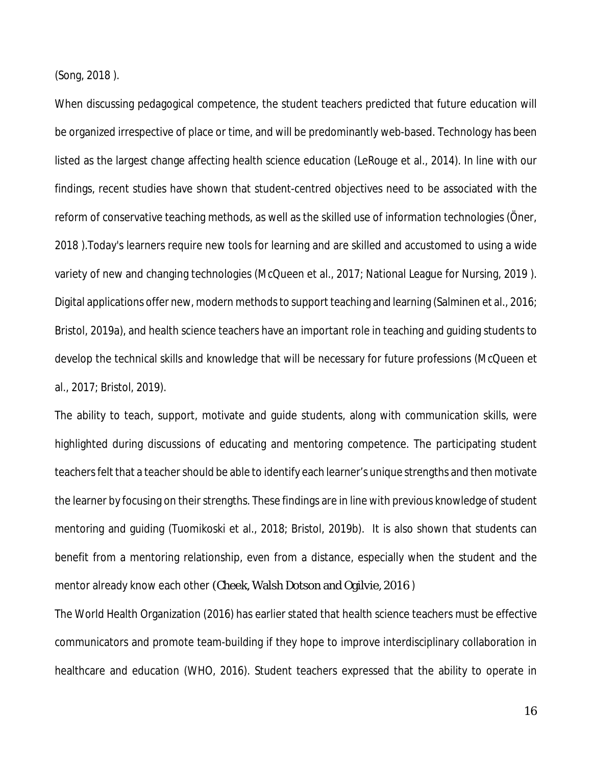(Song, 2018 ).

When discussing pedagogical competence, the student teachers predicted that future education will be organized irrespective of place or time, and will be predominantly web-based. Technology has been listed as the largest change affecting health science education (LeRouge et al., 2014). In line with our findings, recent studies have shown that student-centred objectives need to be associated with the reform of conservative teaching methods, as well as the skilled use of information technologies (Öner, 2018 ).Today's learners require new tools for learning and are skilled and accustomed to using a wide variety of new and changing technologies (McQueen et al., 2017; National League for Nursing, 2019 ). Digital applications offer new, modern methods to support teaching and learning (Salminen et al., 2016; Bristol, 2019a), and health science teachers have an important role in teaching and guiding students to develop the technical skills and knowledge that will be necessary for future professions (McQueen et al., 2017; Bristol, 2019).

The ability to teach, support, motivate and guide students, along with communication skills, were highlighted during discussions of educating and mentoring competence. The participating student teachers felt that a teacher should be able to identify each learner's unique strengths and then motivate the learner by focusing on their strengths. These findings are in line with previous knowledge of student mentoring and guiding (Tuomikoski et al., 2018; Bristol, 2019b). It is also shown that students can benefit from a mentoring relationship, even from a distance, especially when the student and the mentor already know each other (Cheek, Walsh Dotson and Ogilvie, 2016 )

The World Health Organization (2016) has earlier stated that health science teachers must be effective communicators and promote team-building if they hope to improve interdisciplinary collaboration in healthcare and education (WHO, 2016). Student teachers expressed that the ability to operate in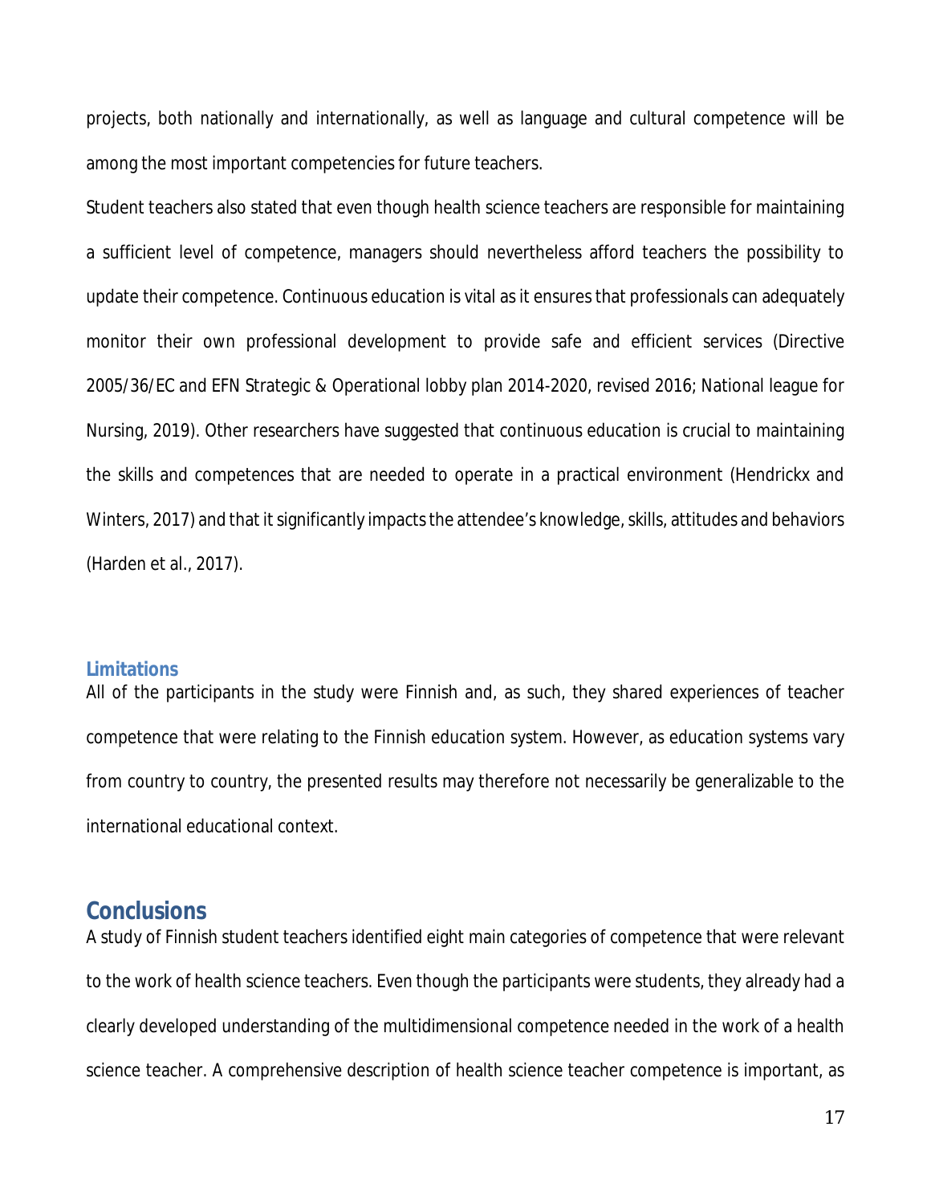projects, both nationally and internationally, as well as language and cultural competence will be among the most important competencies for future teachers.

Student teachers also stated that even though health science teachers are responsible for maintaining a sufficient level of competence, managers should nevertheless afford teachers the possibility to update their competence. Continuous education is vital as it ensures that professionals can adequately monitor their own professional development to provide safe and efficient services (Directive 2005/36/EC and EFN Strategic & Operational lobby plan 2014-2020, revised 2016; National league for Nursing, 2019). Other researchers have suggested that continuous education is crucial to maintaining the skills and competences that are needed to operate in a practical environment (Hendrickx and Winters, 2017) and that it significantly impacts the attendee's knowledge, skills, attitudes and behaviors (Harden et al., 2017).

### Limitations

All of the participants in the study were Finnish and, as such, they shared experiences of teacher competence that were relating to the Finnish education system. However, as education systems vary from country to country, the presented results may therefore not necessarily be generalizable to the international educational context.

## Conclusions

A study of Finnish student teachers identified eight main categories of competence that were relevant to the work of health science teachers. Even though the participants were students, they already had a clearly developed understanding of the multidimensional competence needed in the work of a health science teacher. A comprehensive description of health science teacher competence is important, as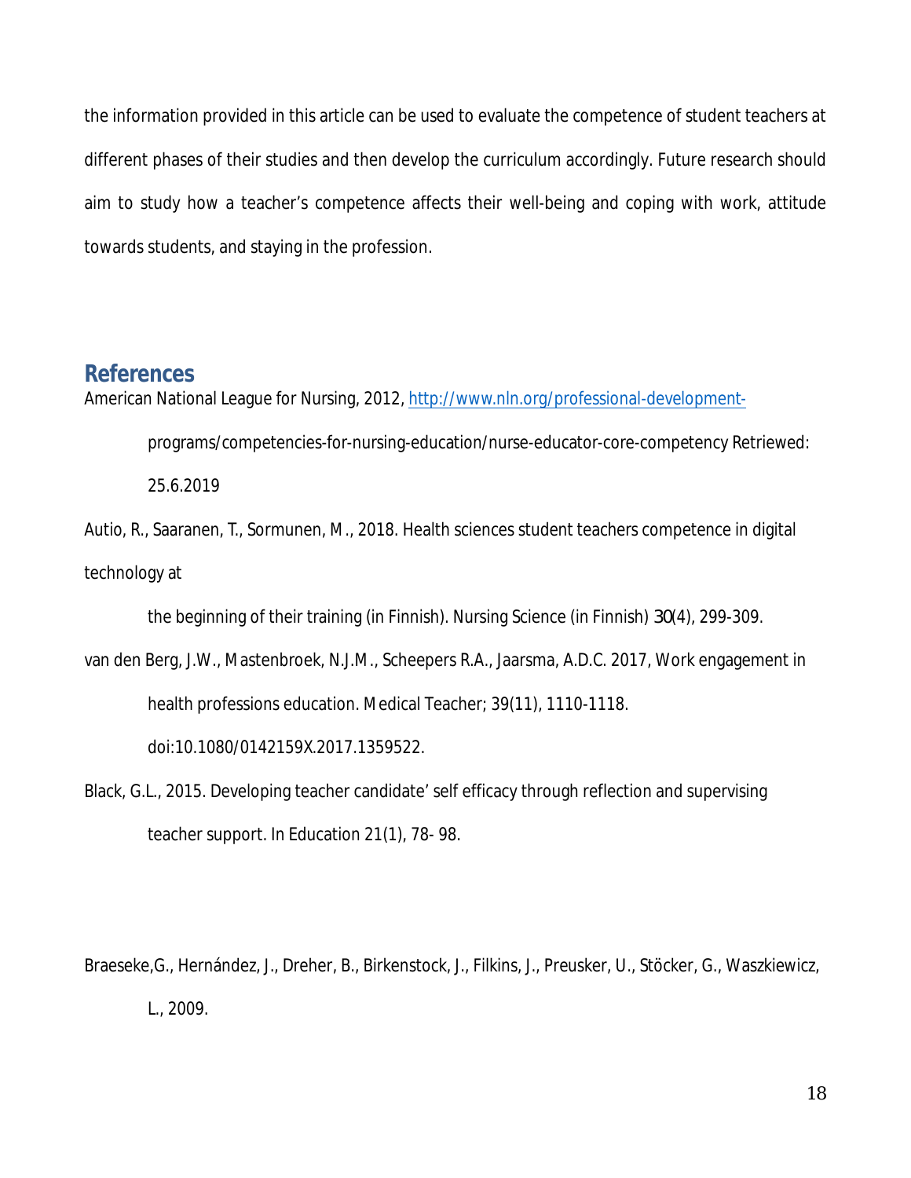the information provided in this article can be used to evaluate the competence of student teachers at different phases of their studies and then develop the curriculum accordingly. Future research should aim to study how a teacher's competence affects their well-being and coping with work, attitude towards students, and staying in the profession.

## References

American National League for Nursing, 2012, http://www.nln.org/professional-development-programs/competencies-for-nursing-education/nurse-educator-core-competency Retriewed: 25.6.2019

Autio, R., Saaranen, T., Sormunen, M., 2018. Health sciences student teachers competence in digital technology at the beginning of their training (in Finnish). Nursing Science (in Finnish) 30(4), 299-309.

van den Berg, J.W., Mastenbroek, N.J.M., Scheepers R.A., Jaarsma, A.D.C. 2017, Work engagement in health professions education. Medical Teacher; 39(11), 1110-1118. doi:10.1080/0142159X.2017.1359522.

Black, G.L., 2015. Developing teacher candidate' self efficacy through reflection and supervising teacher support. In Education 21(1), 78- 98.

Braeseke,G., Hernández, J., Dreher, B., Birkenstock, J., Filkins, J., Preusker, U., Stöcker, G., Waszkiewicz, L., 2009.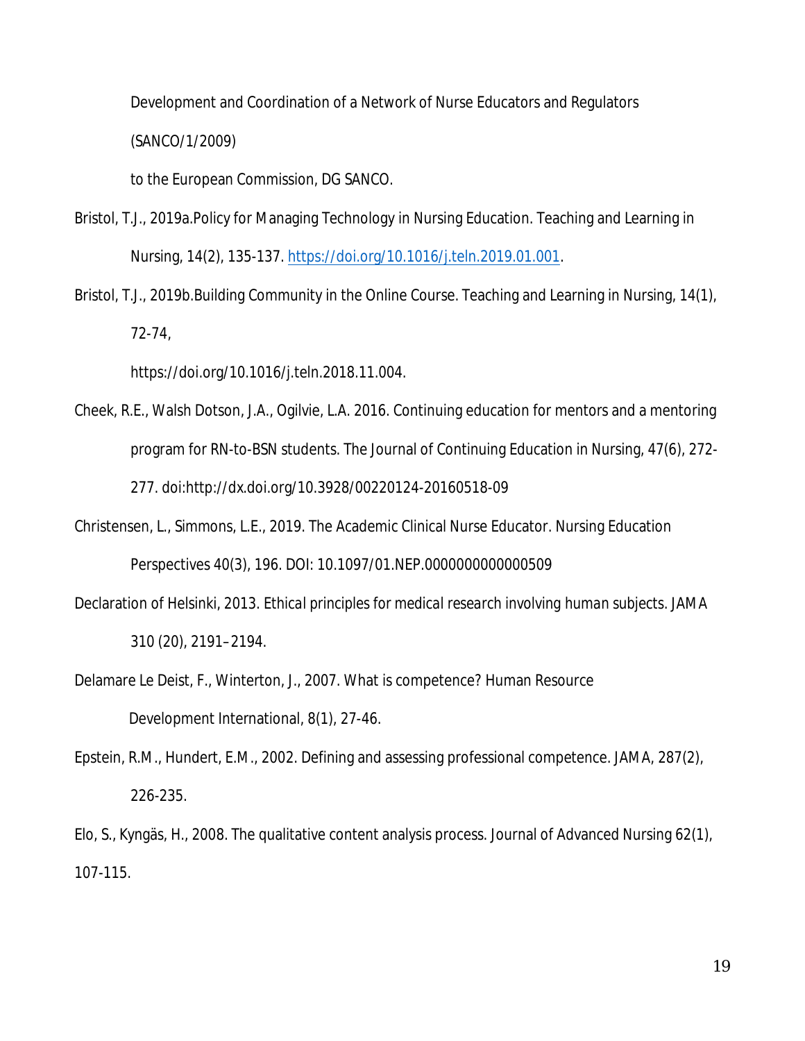Development and Coordination of a Network of Nurse Educators and Regulators

(SANCO/1/2009)

to the European Commission, DG SANCO.

Bristol, T.J., 2019a.Policy for Managing Technology in Nursing Education. Teaching and Learning in Nursing, 14(2), 135-137. https://doi.org/10.1016/j.teln.2019.01.001.

Bristol, T.J., 2019b.Building Community in the Online Course. Teaching and Learning in Nursing, 14(1), 72-74,

https://doi.org/10.1016/j.teln.2018.11.004.

Cheek, R.E., Walsh Dotson, J.A., Ogilvie, L.A. 2016. Continuing education for mentors and a mentoring program for RN-to-BSN students. The Journal of Continuing Education in Nursing, 47(6), 272-277. doi:http://dx.doi.org/10.3928/00220124-20160518-09

Christensen, L., Simmons, L.E., 2019. The Academic Clinical Nurse Educator. Nursing Education Perspectives 40(3), 196. DOI: 10.1097/01.NEP.0000000000000509

Declaration of Helsinki, 2013. *Ethical principles for medical research involving human subjects*. JAMA 310 (20), 2191–2194.

Delamare Le Deist, F., Winterton, J., 2007. What is competence? Human Resource Development International, 8(1), 27-46.

Epstein, R.M., Hundert, E.M., 2002. Defining and assessing professional competence. JAMA, 287(2), 226-235.

Elo, S., Kyngäs, H., 2008. The qualitative content analysis process. Journal of Advanced Nursing 62(1), 107-115.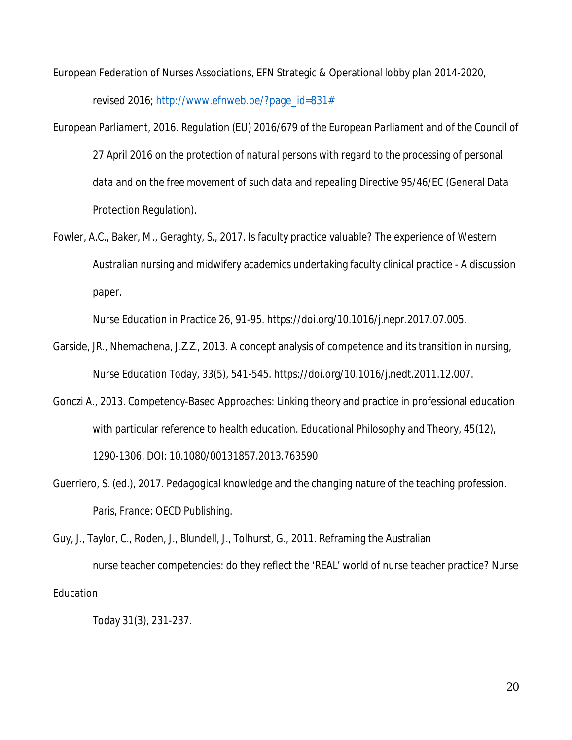European Federation of Nurses Associations, EFN Strategic & Operational lobby plan 2014-2020, revised 2016; http://www.efnweb.be/?page_id=831#

European Parliament, 2016. Regulation (EU) 2016/679 of the European Parliament and of the Council of 27 April 2016 on the protection of natural persons with regard to the processing of personal data and on the free movement of such data and repealing Directive 95/46/EC (General Data Protection Regulation).

Fowler, A.C., Baker, M., Geraghty, S., 2017. Is faculty practice valuable? The experience of Western Australian nursing and midwifery academics undertaking faculty clinical practice - A discussion paper.
Nurse Education in Practice 26, 91-95. https://doi.org/10.1016/j.nepr.2017.07.005.

Garside, JR., Nhemachena, J.Z.Z., 2013. A concept analysis of competence and its transition in nursing, Nurse Education Today, 33(5), 541-545. https://doi.org/10.1016/j.nedt.2011.12.007.

Gonczi A., 2013. Competency-Based Approaches: Linking theory and practice in professional education with particular reference to health education. Educational Philosophy and Theory, 45(12), 1290-1306, DOI: 10.1080/00131857.2013.763590

Guerriero, S. (ed.), 2017. *Pedagogical knowledge and the changing nature of the teaching profession*. Paris, France: OECD Publishing.

Guy, J., Taylor, C., Roden, J., Blundell, J., Tolhurst, G., 2011. Reframing the Australian nurse teacher competencies: do they reflect the 'REAL' world of nurse teacher practice? Nurse Education Today 31(3), 231-237.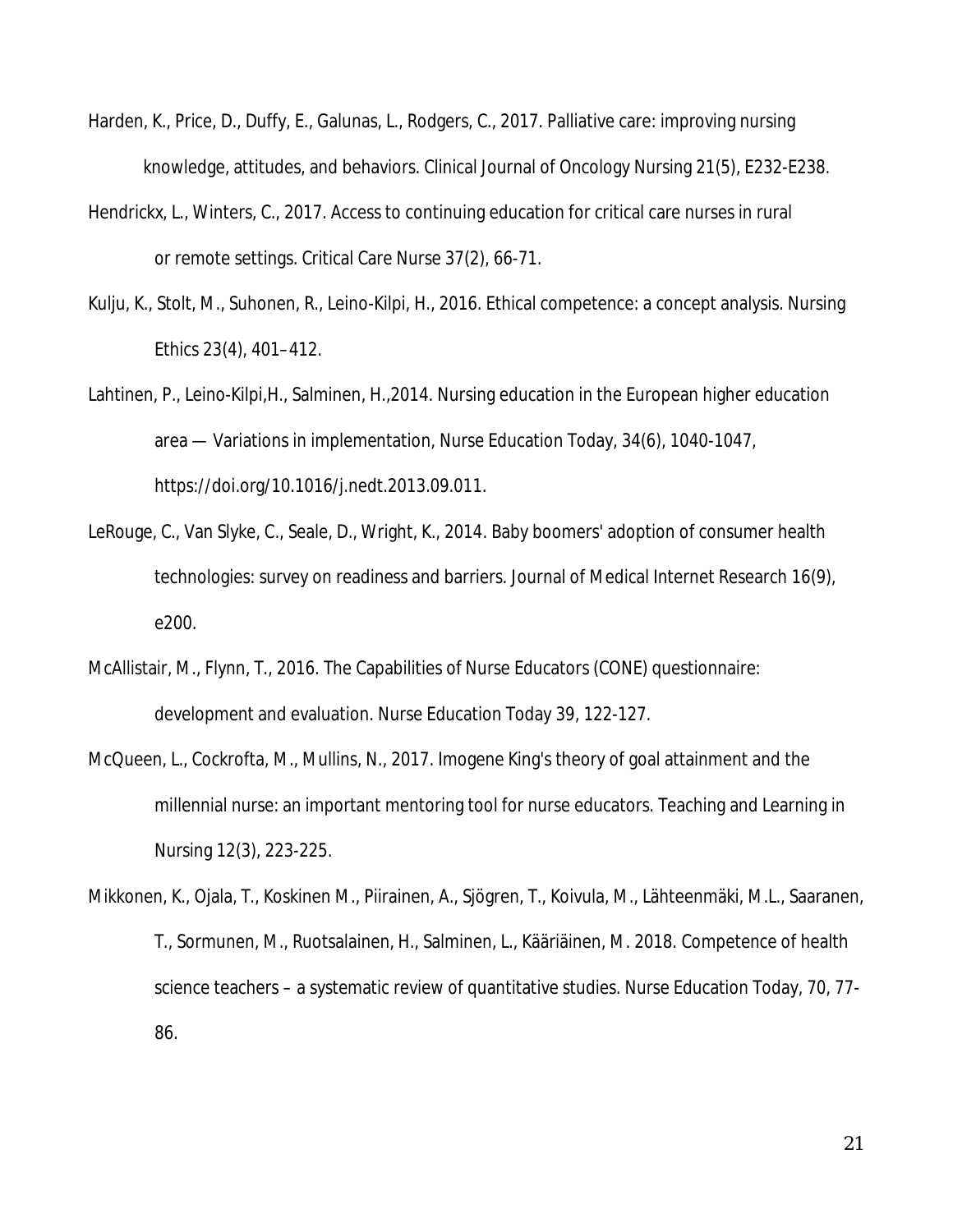Harden, K., Price, D., Duffy, E., Galunas, L., Rodgers, C., 2017. Palliative care: improving nursing knowledge, attitudes, and behaviors. Clinical Journal of Oncology Nursing 21(5), E232-E238.

Hendrickx, L., Winters, C., 2017. Access to continuing education for critical care nurses in rural or remote settings. Critical Care Nurse 37(2), 66-71.

Kulju, K., Stolt, M., Suhonen, R., Leino-Kilpi, H., 2016. Ethical competence: a concept analysis. Nursing Ethics 23(4), 401–412.

Lahtinen, P., Leino-Kilpi,H., Salminen, H.,2014. Nursing education in the European higher education area — Variations in implementation, Nurse Education Today, 34(6), 1040-1047, https://doi.org/10.1016/j.nedt.2013.09.011.

LeRouge, C., Van Slyke, C., Seale, D., Wright, K., 2014. Baby boomers' adoption of consumer health technologies: survey on readiness and barriers. Journal of Medical Internet Research 16(9), e200.

McAllistair, M., Flynn, T., 2016. The Capabilities of Nurse Educators (CONE) questionnaire: development and evaluation. Nurse Education Today 39, 122-127.

McQueen, L., Cockrofta, M., Mullins, N., 2017. Imogene King's theory of goal attainment and the millennial nurse: an important mentoring tool for nurse educators. Teaching and Learning in Nursing 12(3), 223-225.

Mikkonen, K., Ojala, T., Koskinen M., Piirainen, A., Sjögren, T., Koivula, M., Lähteenmäki, M.L., Saaranen, T., Sormunen, M., Ruotsalainen, H., Salminen, L., Kääriäinen, M. 2018. Competence of health science teachers – a systematic review of quantitative studies. Nurse Education Today, 70, 77-86.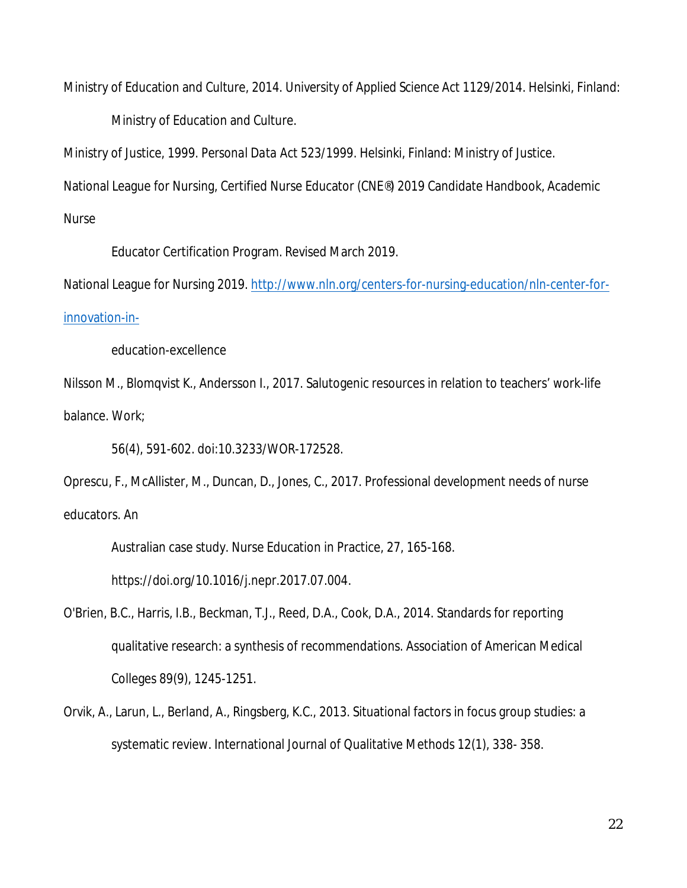Ministry of Education and Culture, 2014. University of Applied Science Act 1129/2014. Helsinki, Finland: Ministry of Education and Culture.

Ministry of Justice, 1999. Personal Data Act 523/1999. Helsinki, Finland: Ministry of Justice.

National League for Nursing, Certified Nurse Educator (CNE®) 2019 Candidate Handbook, Academic Nurse Educator Certification Program. Revised March 2019.

National League for Nursing 2019. http://www.nln.org/centers-for-nursing-education/nln-center-for-innovation-in-education-excellence

Nilsson M., Blomqvist K., Andersson I., 2017. Salutogenic resources in relation to teachers' work-life balance. Work; 56(4), 591-602. doi:10.3233/WOR-172528.

Oprescu, F., McAllister, M., Duncan, D., Jones, C., 2017. Professional development needs of nurse educators. An Australian case study. Nurse Education in Practice, 27, 165-168. https://doi.org/10.1016/j.nepr.2017.07.004.

O'Brien, B.C., Harris, I.B., Beckman, T.J., Reed, D.A., Cook, D.A., 2014. Standards for reporting qualitative research: a synthesis of recommendations. Association of American Medical Colleges 89(9), 1245-1251.

Orvik, A., Larun, L., Berland, A., Ringsberg, K.C., 2013. Situational factors in focus group studies: a systematic review. International Journal of Qualitative Methods 12(1), 338- 358.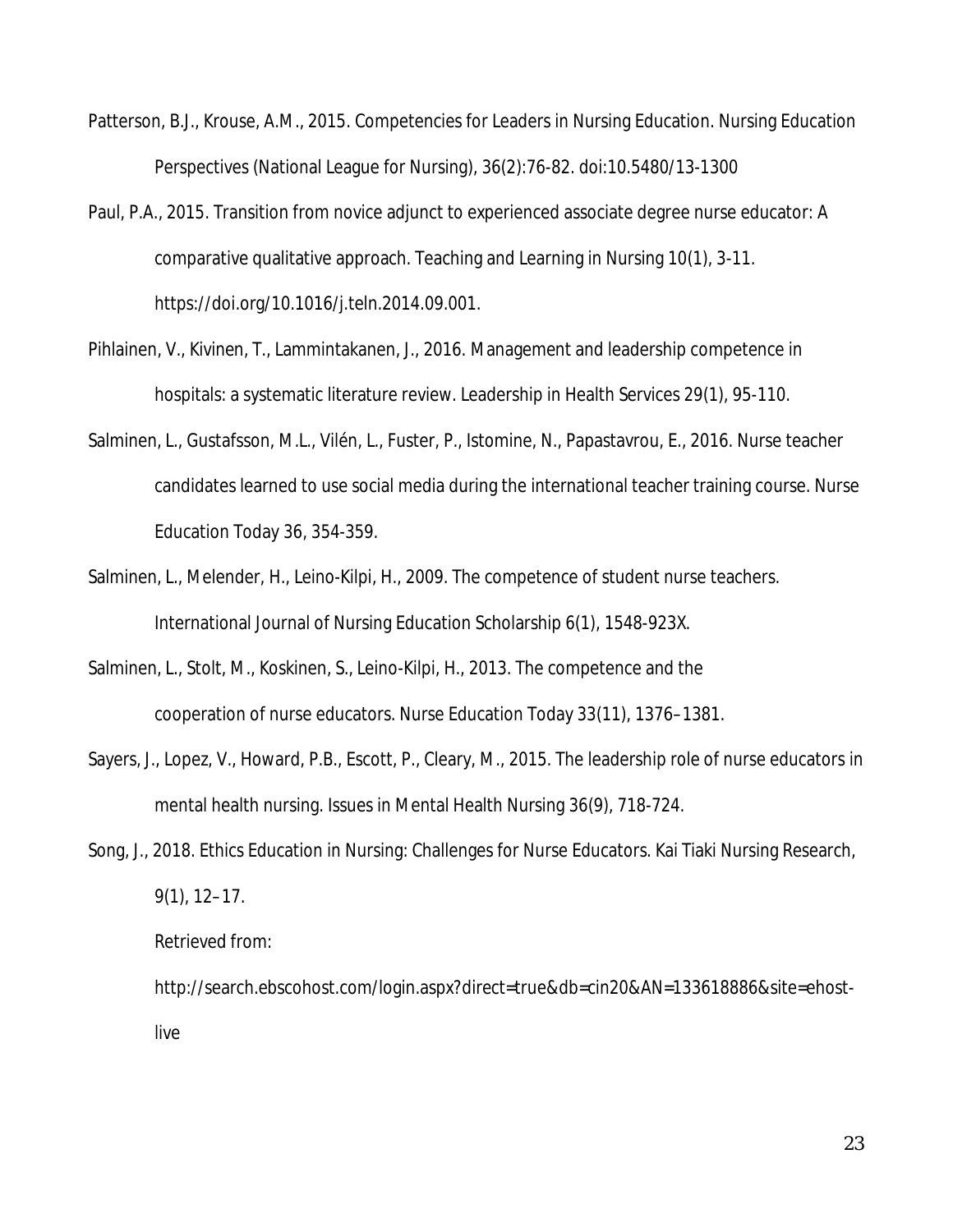Patterson, B.J., Krouse, A.M., 2015. Competencies for Leaders in Nursing Education. Nursing Education Perspectives (National League for Nursing), 36(2):76-82. doi:10.5480/13-1300

Paul, P.A., 2015. Transition from novice adjunct to experienced associate degree nurse educator: A comparative qualitative approach. Teaching and Learning in Nursing 10(1), 3-11. https://doi.org/10.1016/j.teln.2014.09.001.

Pihlainen, V., Kivinen, T., Lammintakanen, J., 2016. Management and leadership competence in hospitals: a systematic literature review. Leadership in Health Services 29(1), 95-110.

Salminen, L., Gustafsson, M.L., Vilén, L., Fuster, P., Istomine, N., Papastavrou, E., 2016. Nurse teacher candidates learned to use social media during the international teacher training course. Nurse Education Today 36, 354-359.

Salminen, L., Melender, H., Leino-Kilpi, H., 2009. The competence of student nurse teachers. International Journal of Nursing Education Scholarship 6(1), 1548-923X.

Salminen, L., Stolt, M., Koskinen, S., Leino-Kilpi, H., 2013. The competence and the cooperation of nurse educators. Nurse Education Today 33(11), 1376–1381.

Sayers, J., Lopez, V., Howard, P.B., Escott, P., Cleary, M., 2015. The leadership role of nurse educators in mental health nursing. Issues in Mental Health Nursing 36(9), 718-724.

Song, J., 2018. Ethics Education in Nursing: Challenges for Nurse Educators. Kai Tiaki Nursing Research, 9(1), 12–17.

Retrieved from:

http://search.ebscohost.com/login.aspx?direct=true&db=cin20&AN=133618886&site=ehost-live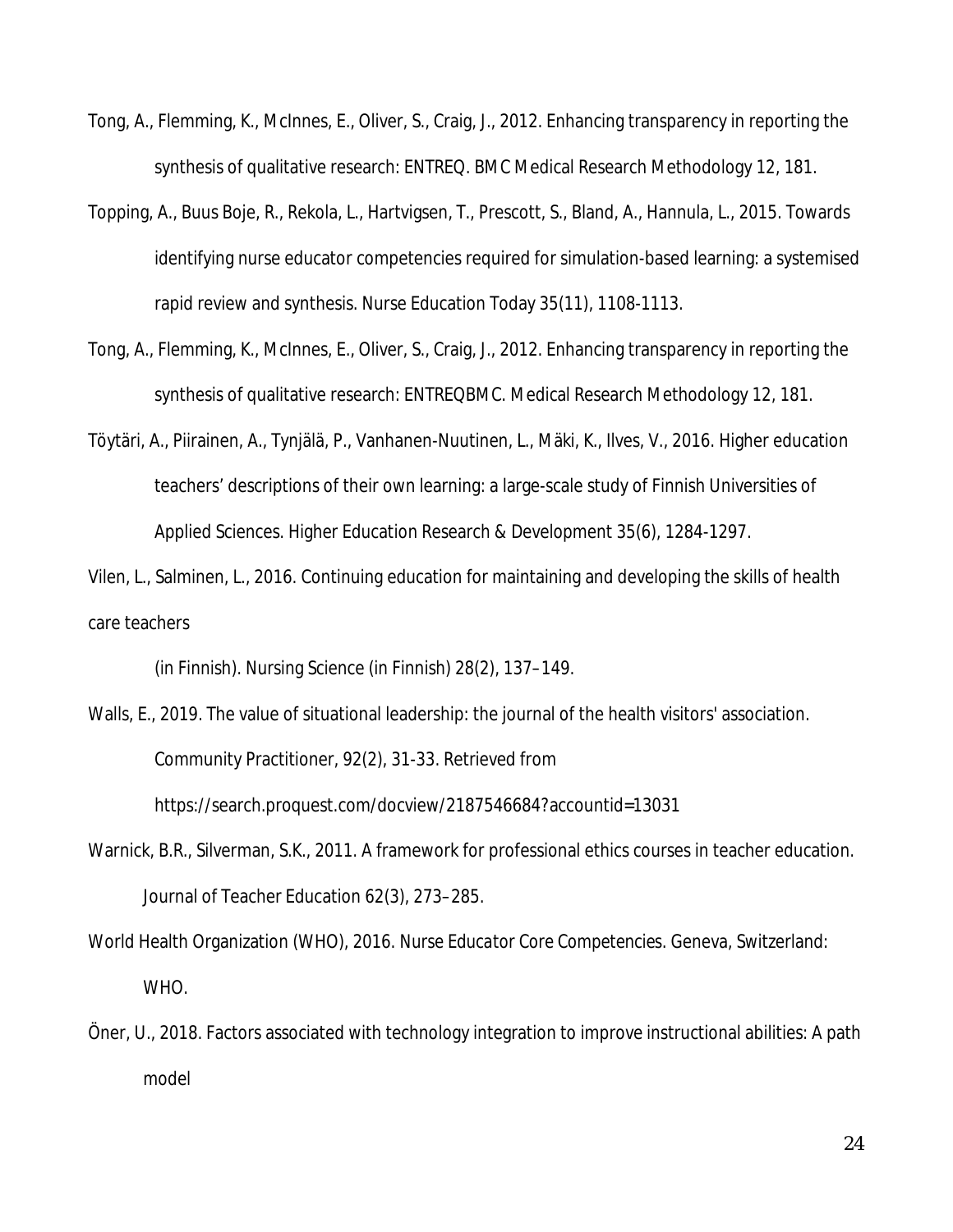Tong, A., Flemming, K., McInnes, E., Oliver, S., Craig, J., 2012. Enhancing transparency in reporting the synthesis of qualitative research: ENTREQ. BMC Medical Research Methodology 12, 181.

Topping, A., Buus Boje, R., Rekola, L., Hartvigsen, T., Prescott, S., Bland, A., Hannula, L., 2015. Towards identifying nurse educator competencies required for simulation-based learning: a systemised rapid review and synthesis. Nurse Education Today 35(11), 1108-1113.

Tong, A., Flemming, K., McInnes, E., Oliver, S., Craig, J., 2012. Enhancing transparency in reporting the synthesis of qualitative research: ENTREQBMC. Medical Research Methodology 12, 181.

Töytäri, A., Piirainen, A., Tynjälä, P., Vanhanen-Nuutinen, L., Mäki, K., Ilves, V., 2016. Higher education teachers' descriptions of their own learning: a large-scale study of Finnish Universities of Applied Sciences. Higher Education Research & Development 35(6), 1284-1297.

Vilen, L., Salminen, L., 2016. Continuing education for maintaining and developing the skills of health care teachers

(in Finnish). Nursing Science (in Finnish) 28(2), 137–149.

Walls, E., 2019. The value of situational leadership: the journal of the health visitors' association. Community Practitioner, 92(2), 31-33. Retrieved from https://search.proquest.com/docview/2187546684?accountid=13031

Warnick, B.R., Silverman, S.K., 2011. A framework for professional ethics courses in teacher education. Journal of Teacher Education 62(3), 273–285.

World Health Organization (WHO), 2016. Nurse Educator Core Competencies. Geneva, Switzerland: WHO.

Öner, U., 2018. Factors associated with technology integration to improve instructional abilities: A path model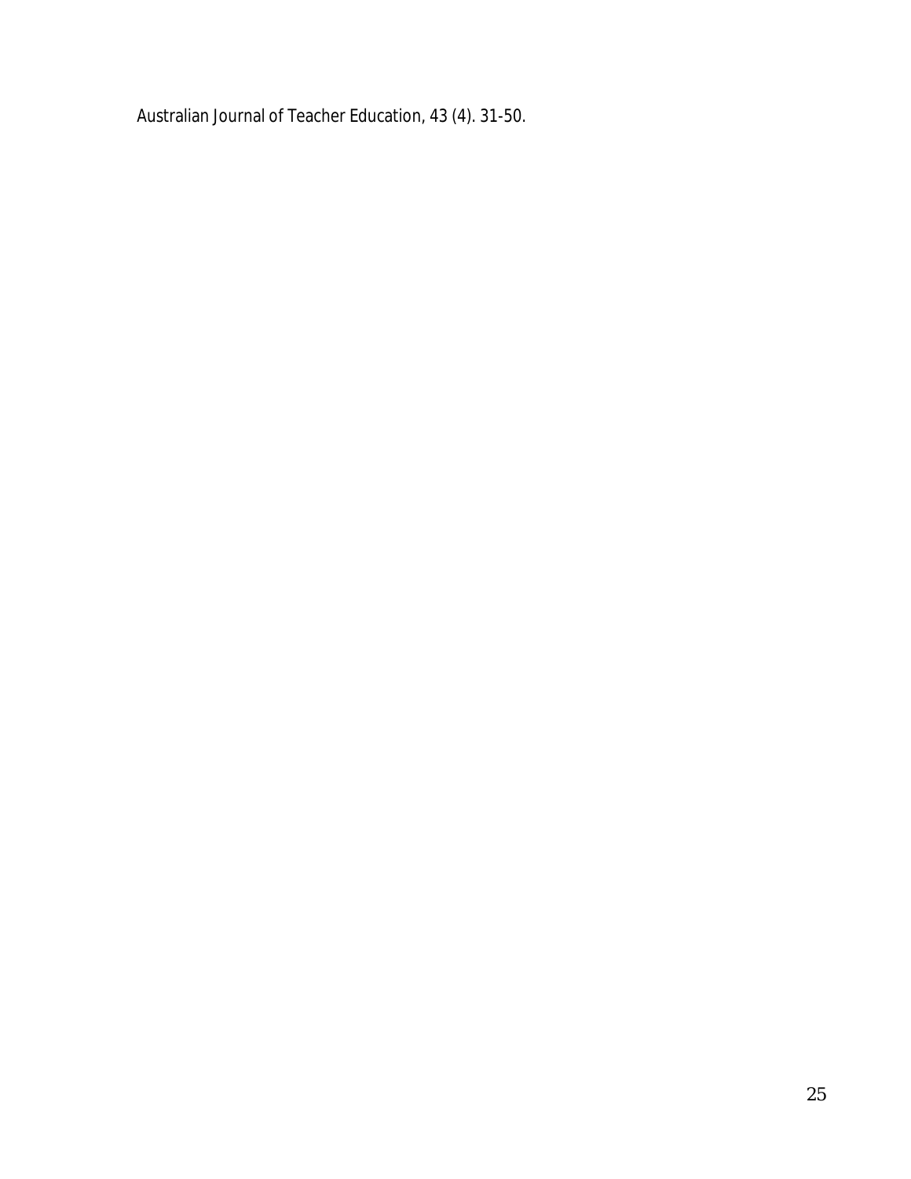Australian Journal of Teacher Education, 43 (4). 31-50.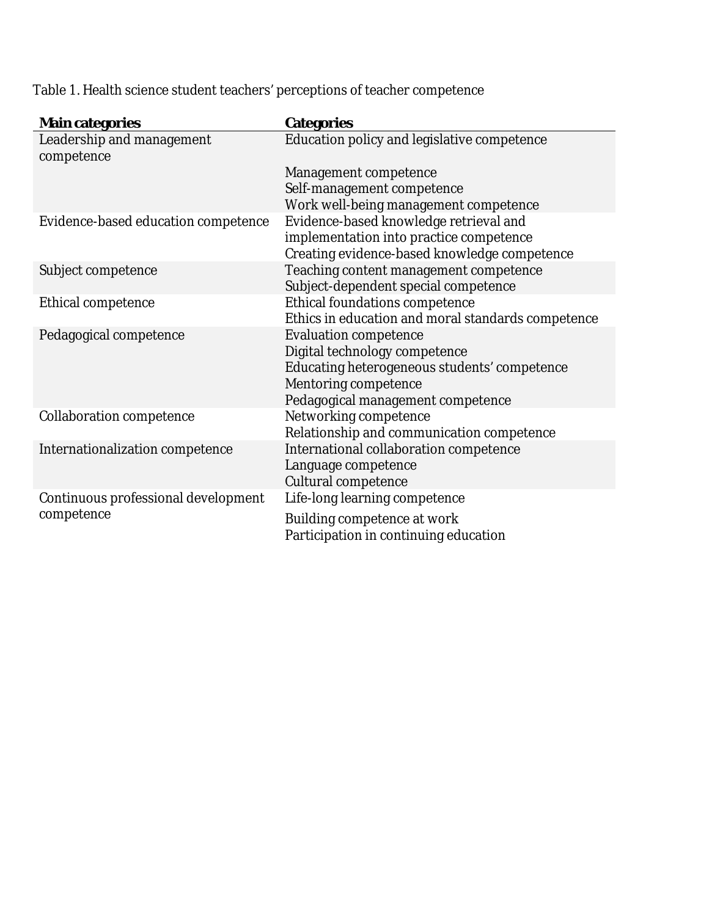Table 1. Health science student teachers' perceptions of teacher competence

| Main categories | Categories |
| --- | --- |
| Leadership and management competence | Education policy and legislative competence |
| | Management competence |
| | Self-management competence |
| | Work well-being management competence |
| Evidence-based education competence | Evidence-based knowledge retrieval and implementation into practice competence |
| | Creating evidence-based knowledge competence |
| Subject competence | Teaching content management competence |
| | Subject-dependent special competence |
| Ethical competence | Ethical foundations competence |
| | Ethics in education and moral standards competence |
| Pedagogical competence | Evaluation competence |
| | Digital technology competence |
| | Educating heterogeneous students' competence |
| | Mentoring competence |
| | Pedagogical management competence |
| Collaboration competence | Networking competence |
| | Relationship and communication competence |
| Internationalization competence | International collaboration competence |
| | Language competence |
| | Cultural competence |
| Continuous professional development competence | Life-long learning competence |
| | Building competence at work |
| | Participation in continuing education |